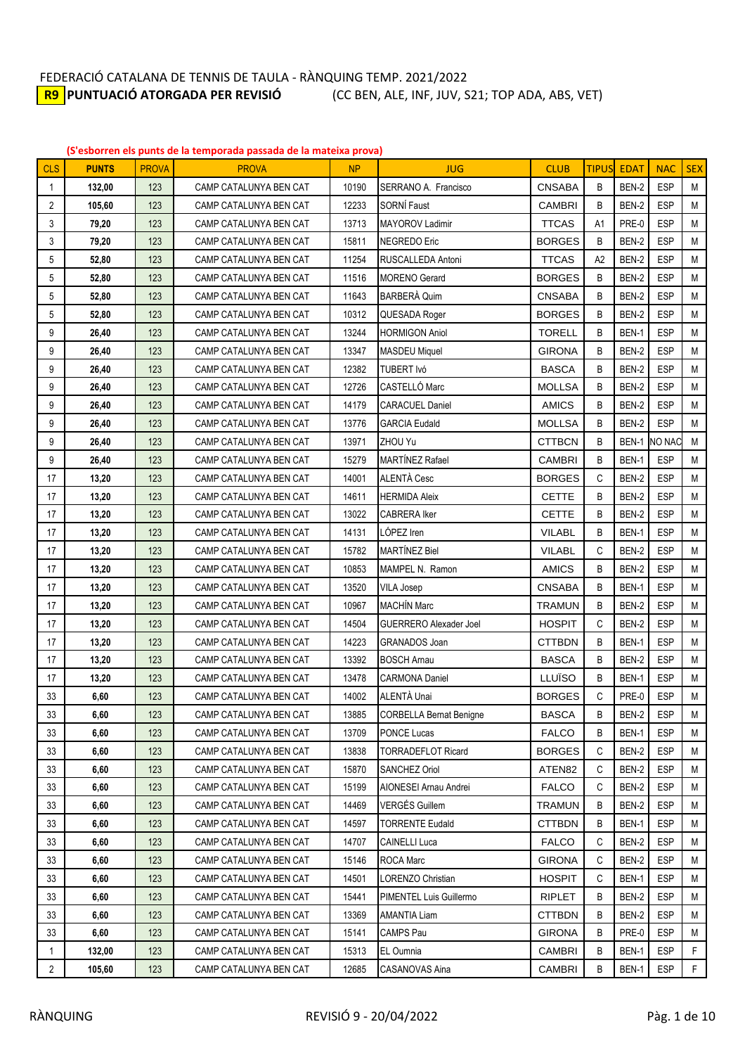FEDERACIÓ CATALANA DE TENNIS DE TAULA - RÀNQUING TEMP. 2021/2022

**R9** **PUNTUACIÓ ATORGADA PER REVISIÓ** (CC BEN, ALE, INF, JUV, S21; TOP ADA, ABS, VET)

**(S'esborren els punts de la temporada passada de la mateixa prova)**

| CLS | PUNTS | PROVA | PROVA | NP | JUG | CLUB | TIPUS | EDAT | NAC | SEX |
|---|---|---|---|---|---|---|---|---|---|---|
| 1 | **132,00** | 123 | CAMP CATALUNYA BEN CAT | 10190 | SERRANO A. Francisco | CNSABA | B | BEN-2 | ESP | M |
| 2 | **105,60** | 123 | CAMP CATALUNYA BEN CAT | 12233 | SORNÍ Faust | CAMBRI | B | BEN-2 | ESP | M |
| 3 | **79,20** | 123 | CAMP CATALUNYA BEN CAT | 13713 | MAYOROV Ladimir | TTCAS | A1 | PRE-0 | ESP | M |
| 3 | **79,20** | 123 | CAMP CATALUNYA BEN CAT | 15811 | NEGREDO Eric | BORGES | B | BEN-2 | ESP | M |
| 5 | **52,80** | 123 | CAMP CATALUNYA BEN CAT | 11254 | RUSCALLEDA Antoni | TTCAS | A2 | BEN-2 | ESP | M |
| 5 | **52,80** | 123 | CAMP CATALUNYA BEN CAT | 11516 | MORENO Gerard | BORGES | B | BEN-2 | ESP | M |
| 5 | **52,80** | 123 | CAMP CATALUNYA BEN CAT | 11643 | BARBERÀ Quim | CNSABA | B | BEN-2 | ESP | M |
| 5 | **52,80** | 123 | CAMP CATALUNYA BEN CAT | 10312 | QUESADA Roger | BORGES | B | BEN-2 | ESP | M |
| 9 | **26,40** | 123 | CAMP CATALUNYA BEN CAT | 13244 | HORMIGON Aniol | TORELL | B | BEN-1 | ESP | M |
| 9 | **26,40** | 123 | CAMP CATALUNYA BEN CAT | 13347 | MASDEU Miquel | GIRONA | B | BEN-2 | ESP | M |
| 9 | **26,40** | 123 | CAMP CATALUNYA BEN CAT | 12382 | TUBERT Ivó | BASCA | B | BEN-2 | ESP | M |
| 9 | **26,40** | 123 | CAMP CATALUNYA BEN CAT | 12726 | CASTELLÓ Marc | MOLLSA | B | BEN-2 | ESP | M |
| 9 | **26,40** | 123 | CAMP CATALUNYA BEN CAT | 14179 | CARACUEL Daniel | AMICS | B | BEN-2 | ESP | M |
| 9 | **26,40** | 123 | CAMP CATALUNYA BEN CAT | 13776 | GARCIA Eudald | MOLLSA | B | BEN-2 | ESP | M |
| 9 | **26,40** | 123 | CAMP CATALUNYA BEN CAT | 13971 | ZHOU Yu | CTTBCN | B | BEN-1 | NO NAC | M |
| 9 | **26,40** | 123 | CAMP CATALUNYA BEN CAT | 15279 | MARTÍNEZ Rafael | CAMBRI | B | BEN-1 | ESP | M |
| 17 | **13,20** | 123 | CAMP CATALUNYA BEN CAT | 14001 | ALENTÀ Cesc | BORGES | C | BEN-2 | ESP | M |
| 17 | **13,20** | 123 | CAMP CATALUNYA BEN CAT | 14611 | HERMIDA Aleix | CETTE | B | BEN-2 | ESP | M |
| 17 | **13,20** | 123 | CAMP CATALUNYA BEN CAT | 13022 | CABRERA Iker | CETTE | B | BEN-2 | ESP | M |
| 17 | **13,20** | 123 | CAMP CATALUNYA BEN CAT | 14131 | LÓPEZ Iren | VILABL | B | BEN-1 | ESP | M |
| 17 | **13,20** | 123 | CAMP CATALUNYA BEN CAT | 15782 | MARTÍNEZ Biel | VILABL | C | BEN-2 | ESP | M |
| 17 | **13,20** | 123 | CAMP CATALUNYA BEN CAT | 10853 | MAMPEL N. Ramon | AMICS | B | BEN-2 | ESP | M |
| 17 | **13,20** | 123 | CAMP CATALUNYA BEN CAT | 13520 | VILA Josep | CNSABA | B | BEN-1 | ESP | M |
| 17 | **13,20** | 123 | CAMP CATALUNYA BEN CAT | 10967 | MACHÍN Marc | TRAMUN | B | BEN-2 | ESP | M |
| 17 | **13,20** | 123 | CAMP CATALUNYA BEN CAT | 14504 | GUERRERO Alexader Joel | HOSPIT | C | BEN-2 | ESP | M |
| 17 | **13,20** | 123 | CAMP CATALUNYA BEN CAT | 14223 | GRANADOS Joan | CTTBDN | B | BEN-1 | ESP | M |
| 17 | **13,20** | 123 | CAMP CATALUNYA BEN CAT | 13392 | BOSCH Arnau | BASCA | B | BEN-2 | ESP | M |
| 17 | **13,20** | 123 | CAMP CATALUNYA BEN CAT | 13478 | CARMONA Daniel | LLUÏSO | B | BEN-1 | ESP | M |
| 33 | **6,60** | 123 | CAMP CATALUNYA BEN CAT | 14002 | ALENTÀ Unai | BORGES | C | PRE-0 | ESP | M |
| 33 | **6,60** | 123 | CAMP CATALUNYA BEN CAT | 13885 | CORBELLA Bernat Benigne | BASCA | B | BEN-2 | ESP | M |
| 33 | **6,60** | 123 | CAMP CATALUNYA BEN CAT | 13709 | PONCE Lucas | FALCO | B | BEN-1 | ESP | M |
| 33 | **6,60** | 123 | CAMP CATALUNYA BEN CAT | 13838 | TORRADEFLOT Ricard | BORGES | C | BEN-2 | ESP | M |
| 33 | **6,60** | 123 | CAMP CATALUNYA BEN CAT | 15870 | SANCHEZ Oriol | ATEN82 | C | BEN-2 | ESP | M |
| 33 | **6,60** | 123 | CAMP CATALUNYA BEN CAT | 15199 | AIONESEI Arnau Andrei | FALCO | C | BEN-2 | ESP | M |
| 33 | **6,60** | 123 | CAMP CATALUNYA BEN CAT | 14469 | VERGÉS Guillem | TRAMUN | B | BEN-2 | ESP | M |
| 33 | **6,60** | 123 | CAMP CATALUNYA BEN CAT | 14597 | TORRENTE Eudald | CTTBDN | B | BEN-1 | ESP | M |
| 33 | **6,60** | 123 | CAMP CATALUNYA BEN CAT | 14707 | CAINELLI Luca | FALCO | C | BEN-2 | ESP | M |
| 33 | **6,60** | 123 | CAMP CATALUNYA BEN CAT | 15146 | ROCA Marc | GIRONA | C | BEN-2 | ESP | M |
| 33 | **6,60** | 123 | CAMP CATALUNYA BEN CAT | 14501 | LORENZO Christian | HOSPIT | C | BEN-1 | ESP | M |
| 33 | **6,60** | 123 | CAMP CATALUNYA BEN CAT | 15441 | PIMENTEL Luis Guillermo | RIPLET | B | BEN-2 | ESP | M |
| 33 | **6,60** | 123 | CAMP CATALUNYA BEN CAT | 13369 | AMANTIA Liam | CTTBDN | B | BEN-2 | ESP | M |
| 33 | **6,60** | 123 | CAMP CATALUNYA BEN CAT | 15141 | CAMPS Pau | GIRONA | B | PRE-0 | ESP | M |
| 1 | **132,00** | 123 | CAMP CATALUNYA BEN CAT | 15313 | EL Oumnia | CAMBRI | B | BEN-1 | ESP | F |
| 2 | **105,60** | 123 | CAMP CATALUNYA BEN CAT | 12685 | CASANOVAS Aina | CAMBRI | B | BEN-1 | ESP | F |

RÀNQUING REVISIÓ 9 - 20/04/2022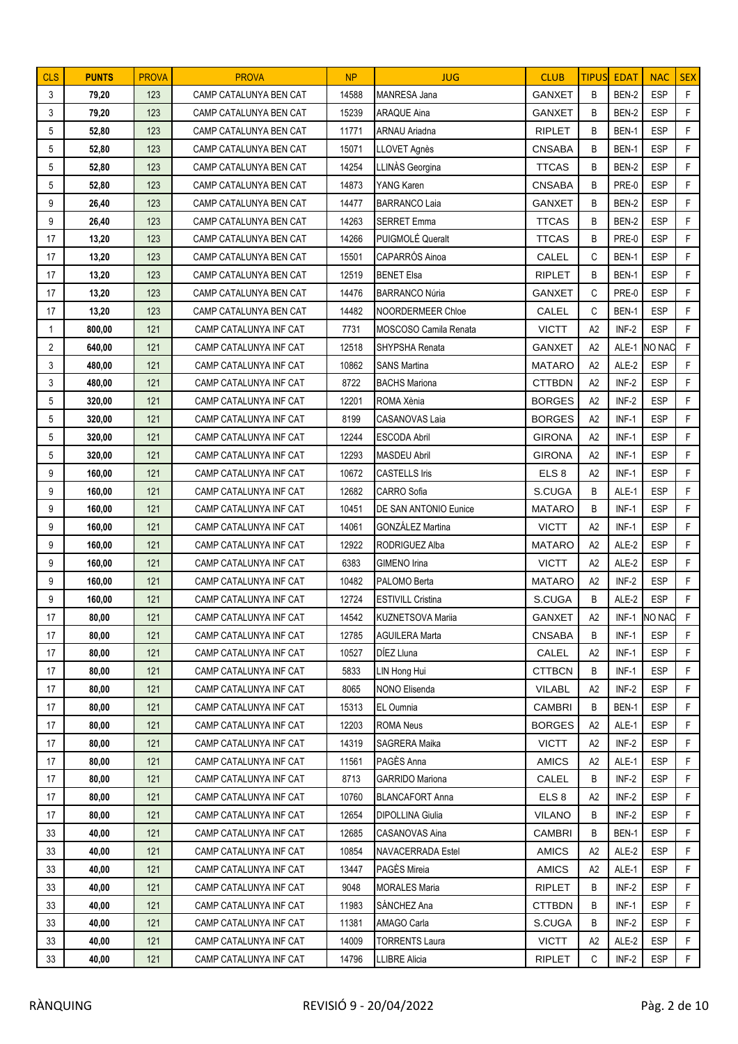| CLS | PUNTS | PROVA | PROVA | NP | JUG | CLUB | TIPUS | EDAT | NAC | SEX |
|---|---|---|---|---|---|---|---|---|---|---|
| 3 | 79,20 | 123 | CAMP CATALUNYA BEN CAT | 14588 | MANRESA Jana | GANXET | B | BEN-2 | ESP | F |
| 3 | 79,20 | 123 | CAMP CATALUNYA BEN CAT | 15239 | ARAQUE Aina | GANXET | B | BEN-2 | ESP | F |
| 5 | 52,80 | 123 | CAMP CATALUNYA BEN CAT | 11771 | ARNAU Ariadna | RIPLET | B | BEN-1 | ESP | F |
| 5 | 52,80 | 123 | CAMP CATALUNYA BEN CAT | 15071 | LLOVET Agnès | CNSABA | B | BEN-1 | ESP | F |
| 5 | 52,80 | 123 | CAMP CATALUNYA BEN CAT | 14254 | LLINÀS Georgina | TTCAS | B | BEN-2 | ESP | F |
| 5 | 52,80 | 123 | CAMP CATALUNYA BEN CAT | 14873 | YANG Karen | CNSABA | B | PRE-0 | ESP | F |
| 9 | 26,40 | 123 | CAMP CATALUNYA BEN CAT | 14477 | BARRANCO Laia | GANXET | B | BEN-2 | ESP | F |
| 9 | 26,40 | 123 | CAMP CATALUNYA BEN CAT | 14263 | SERRET Emma | TTCAS | B | BEN-2 | ESP | F |
| 17 | 13,20 | 123 | CAMP CATALUNYA BEN CAT | 14266 | PUIGMOLÉ Queralt | TTCAS | B | PRE-0 | ESP | F |
| 17 | 13,20 | 123 | CAMP CATALUNYA BEN CAT | 15501 | CAPARRÓS Ainoa | CALEL | C | BEN-1 | ESP | F |
| 17 | 13,20 | 123 | CAMP CATALUNYA BEN CAT | 12519 | BENET Elsa | RIPLET | B | BEN-1 | ESP | F |
| 17 | 13,20 | 123 | CAMP CATALUNYA BEN CAT | 14476 | BARRANCO Núria | GANXET | C | PRE-0 | ESP | F |
| 17 | 13,20 | 123 | CAMP CATALUNYA BEN CAT | 14482 | NOORDERMEER Chloe | CALEL | C | BEN-1 | ESP | F |
| 1 | 800,00 | 121 | CAMP CATALUNYA INF CAT | 7731 | MOSCOSO Camila Renata | VICTT | A2 | INF-2 | ESP | F |
| 2 | 640,00 | 121 | CAMP CATALUNYA INF CAT | 12518 | SHYPSHA Renata | GANXET | A2 | ALE-1 | NO NAC | F |
| 3 | 480,00 | 121 | CAMP CATALUNYA INF CAT | 10862 | SANS Martina | MATARO | A2 | ALE-2 | ESP | F |
| 3 | 480,00 | 121 | CAMP CATALUNYA INF CAT | 8722 | BACHS Mariona | CTTBDN | A2 | INF-2 | ESP | F |
| 5 | 320,00 | 121 | CAMP CATALUNYA INF CAT | 12201 | ROMA Xènia | BORGES | A2 | INF-2 | ESP | F |
| 5 | 320,00 | 121 | CAMP CATALUNYA INF CAT | 8199 | CASANOVAS Laia | BORGES | A2 | INF-1 | ESP | F |
| 5 | 320,00 | 121 | CAMP CATALUNYA INF CAT | 12244 | ESCODA Abril | GIRONA | A2 | INF-1 | ESP | F |
| 5 | 320,00 | 121 | CAMP CATALUNYA INF CAT | 12293 | MASDEU Abril | GIRONA | A2 | INF-1 | ESP | F |
| 9 | 160,00 | 121 | CAMP CATALUNYA INF CAT | 10672 | CASTELLS Iris | ELS 8 | A2 | INF-1 | ESP | F |
| 9 | 160,00 | 121 | CAMP CATALUNYA INF CAT | 12682 | CARRO Sofia | S.CUGA | B | ALE-1 | ESP | F |
| 9 | 160,00 | 121 | CAMP CATALUNYA INF CAT | 10451 | DE SAN ANTONIO Eunice | MATARO | B | INF-1 | ESP | F |
| 9 | 160,00 | 121 | CAMP CATALUNYA INF CAT | 14061 | GONZÁLEZ Martina | VICTT | A2 | INF-1 | ESP | F |
| 9 | 160,00 | 121 | CAMP CATALUNYA INF CAT | 12922 | RODRIGUEZ Alba | MATARO | A2 | ALE-2 | ESP | F |
| 9 | 160,00 | 121 | CAMP CATALUNYA INF CAT | 6383 | GIMENO Irina | VICTT | A2 | ALE-2 | ESP | F |
| 9 | 160,00 | 121 | CAMP CATALUNYA INF CAT | 10482 | PALOMO Berta | MATARO | A2 | INF-2 | ESP | F |
| 9 | 160,00 | 121 | CAMP CATALUNYA INF CAT | 12724 | ESTIVILL Cristina | S.CUGA | B | ALE-2 | ESP | F |
| 17 | 80,00 | 121 | CAMP CATALUNYA INF CAT | 14542 | KUZNETSOVA Mariia | GANXET | A2 | INF-1 | NO NAC | F |
| 17 | 80,00 | 121 | CAMP CATALUNYA INF CAT | 12785 | AGUILERA Marta | CNSABA | B | INF-1 | ESP | F |
| 17 | 80,00 | 121 | CAMP CATALUNYA INF CAT | 10527 | DÍEZ Lluna | CALEL | A2 | INF-1 | ESP | F |
| 17 | 80,00 | 121 | CAMP CATALUNYA INF CAT | 5833 | LIN Hong Hui | CTTBCN | B | INF-1 | ESP | F |
| 17 | 80,00 | 121 | CAMP CATALUNYA INF CAT | 8065 | NONO Elisenda | VILABL | A2 | INF-2 | ESP | F |
| 17 | 80,00 | 121 | CAMP CATALUNYA INF CAT | 15313 | EL Oumnia | CAMBRI | B | BEN-1 | ESP | F |
| 17 | 80,00 | 121 | CAMP CATALUNYA INF CAT | 12203 | ROMA Neus | BORGES | A2 | ALE-1 | ESP | F |
| 17 | 80,00 | 121 | CAMP CATALUNYA INF CAT | 14319 | SAGRERA Maika | VICTT | A2 | INF-2 | ESP | F |
| 17 | 80,00 | 121 | CAMP CATALUNYA INF CAT | 11561 | PAGÈS Anna | AMICS | A2 | ALE-1 | ESP | F |
| 17 | 80,00 | 121 | CAMP CATALUNYA INF CAT | 8713 | GARRIDO Mariona | CALEL | B | INF-2 | ESP | F |
| 17 | 80,00 | 121 | CAMP CATALUNYA INF CAT | 10760 | BLANCAFORT Anna | ELS 8 | A2 | INF-2 | ESP | F |
| 17 | 80,00 | 121 | CAMP CATALUNYA INF CAT | 12654 | DIPOLLINA Giulia | VILANO | B | INF-2 | ESP | F |
| 33 | 40,00 | 121 | CAMP CATALUNYA INF CAT | 12685 | CASANOVAS Aina | CAMBRI | B | BEN-1 | ESP | F |
| 33 | 40,00 | 121 | CAMP CATALUNYA INF CAT | 10854 | NAVACERRADA Estel | AMICS | A2 | ALE-2 | ESP | F |
| 33 | 40,00 | 121 | CAMP CATALUNYA INF CAT | 13447 | PAGÈS Mireia | AMICS | A2 | ALE-1 | ESP | F |
| 33 | 40,00 | 121 | CAMP CATALUNYA INF CAT | 9048 | MORALES Maria | RIPLET | B | INF-2 | ESP | F |
| 33 | 40,00 | 121 | CAMP CATALUNYA INF CAT | 11983 | SÁNCHEZ Ana | CTTBDN | B | INF-1 | ESP | F |
| 33 | 40,00 | 121 | CAMP CATALUNYA INF CAT | 11381 | AMAGO Carla | S.CUGA | B | INF-2 | ESP | F |
| 33 | 40,00 | 121 | CAMP CATALUNYA INF CAT | 14009 | TORRENTS Laura | VICTT | A2 | ALE-2 | ESP | F |
| 33 | 40,00 | 121 | CAMP CATALUNYA INF CAT | 14796 | LLIBRE Alicia | RIPLET | C | INF-2 | ESP | F |

RÀNQUING REVISIÓ 9 - 20/04/2022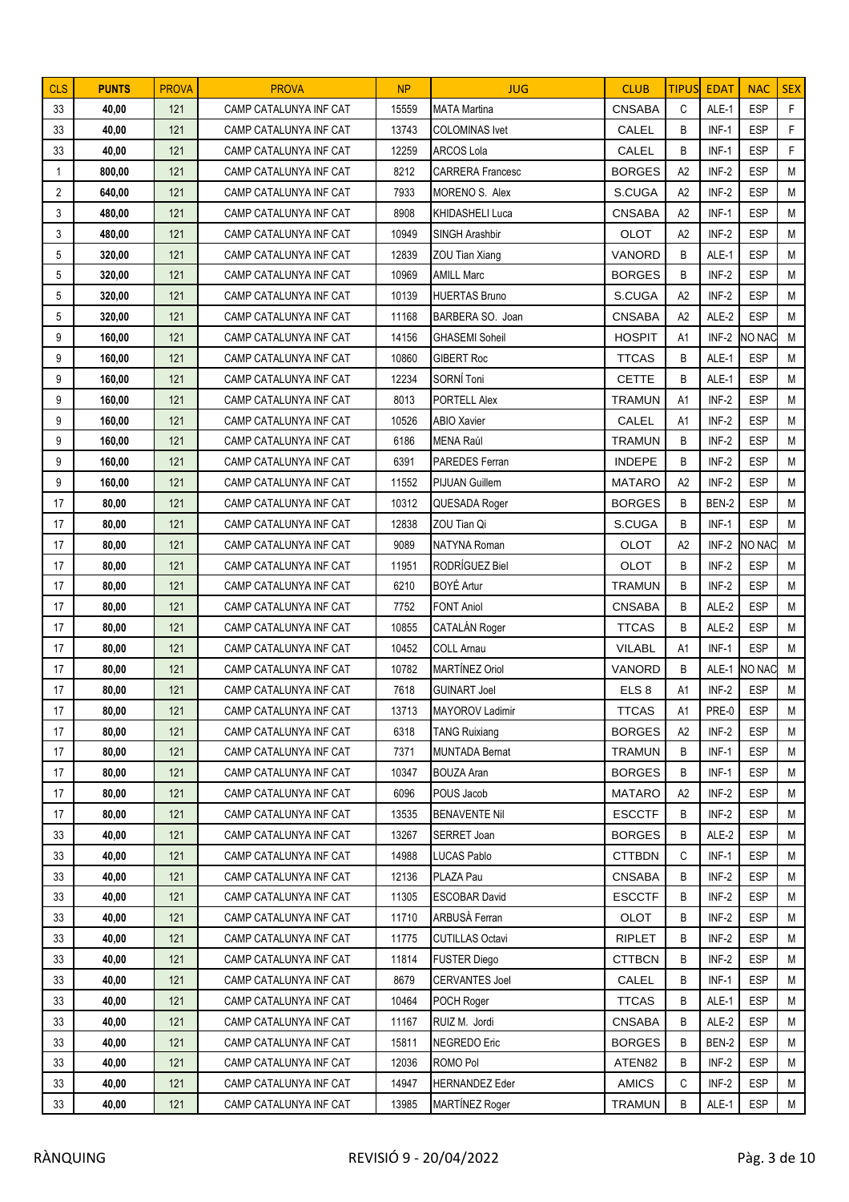| CLS | PUNTS | PROVA | PROVA | NP | JUG | CLUB | TIPUS | EDAT | NAC | SEX |
|---|---|---|---|---|---|---|---|---|---|---|
| 33 | 40,00 | 121 | CAMP CATALUNYA INF CAT | 15559 | MATA Martina | CNSABA | C | ALE-1 | ESP | F |
| 33 | 40,00 | 121 | CAMP CATALUNYA INF CAT | 13743 | COLOMINAS Ivet | CALEL | B | INF-1 | ESP | F |
| 33 | 40,00 | 121 | CAMP CATALUNYA INF CAT | 12259 | ARCOS Lola | CALEL | B | INF-1 | ESP | F |
| 1 | 800,00 | 121 | CAMP CATALUNYA INF CAT | 8212 | CARRERA Francesc | BORGES | A2 | INF-2 | ESP | M |
| 2 | 640,00 | 121 | CAMP CATALUNYA INF CAT | 7933 | MORENO S. Alex | S.CUGA | A2 | INF-2 | ESP | M |
| 3 | 480,00 | 121 | CAMP CATALUNYA INF CAT | 8908 | KHIDASHELI Luca | CNSABA | A2 | INF-1 | ESP | M |
| 3 | 480,00 | 121 | CAMP CATALUNYA INF CAT | 10949 | SINGH Arashbir | OLOT | A2 | INF-2 | ESP | M |
| 5 | 320,00 | 121 | CAMP CATALUNYA INF CAT | 12839 | ZOU Tian Xiang | VANORD | B | ALE-1 | ESP | M |
| 5 | 320,00 | 121 | CAMP CATALUNYA INF CAT | 10969 | AMILL Marc | BORGES | B | INF-2 | ESP | M |
| 5 | 320,00 | 121 | CAMP CATALUNYA INF CAT | 10139 | HUERTAS Bruno | S.CUGA | A2 | INF-2 | ESP | M |
| 5 | 320,00 | 121 | CAMP CATALUNYA INF CAT | 11168 | BARBERA SO. Joan | CNSABA | A2 | ALE-2 | ESP | M |
| 9 | 160,00 | 121 | CAMP CATALUNYA INF CAT | 14156 | GHASEMI Soheil | HOSPIT | A1 | INF-2 | NO NAC | M |
| 9 | 160,00 | 121 | CAMP CATALUNYA INF CAT | 10860 | GIBERT Roc | TTCAS | B | ALE-1 | ESP | M |
| 9 | 160,00 | 121 | CAMP CATALUNYA INF CAT | 12234 | SORNÍ Toni | CETTE | B | ALE-1 | ESP | M |
| 9 | 160,00 | 121 | CAMP CATALUNYA INF CAT | 8013 | PORTELL Alex | TRAMUN | A1 | INF-2 | ESP | M |
| 9 | 160,00 | 121 | CAMP CATALUNYA INF CAT | 10526 | ABIO Xavier | CALEL | A1 | INF-2 | ESP | M |
| 9 | 160,00 | 121 | CAMP CATALUNYA INF CAT | 6186 | MENA Raúl | TRAMUN | B | INF-2 | ESP | M |
| 9 | 160,00 | 121 | CAMP CATALUNYA INF CAT | 6391 | PAREDES Ferran | INDEPE | B | INF-2 | ESP | M |
| 9 | 160,00 | 121 | CAMP CATALUNYA INF CAT | 11552 | PIJUAN Guillem | MATARO | A2 | INF-2 | ESP | M |
| 17 | 80,00 | 121 | CAMP CATALUNYA INF CAT | 10312 | QUESADA Roger | BORGES | B | BEN-2 | ESP | M |
| 17 | 80,00 | 121 | CAMP CATALUNYA INF CAT | 12838 | ZOU Tian Qi | S.CUGA | B | INF-1 | ESP | M |
| 17 | 80,00 | 121 | CAMP CATALUNYA INF CAT | 9089 | NATYNA Roman | OLOT | A2 | INF-2 | NO NAC | M |
| 17 | 80,00 | 121 | CAMP CATALUNYA INF CAT | 11951 | RODRÍGUEZ Biel | OLOT | B | INF-2 | ESP | M |
| 17 | 80,00 | 121 | CAMP CATALUNYA INF CAT | 6210 | BOYÉ Artur | TRAMUN | B | INF-2 | ESP | M |
| 17 | 80,00 | 121 | CAMP CATALUNYA INF CAT | 7752 | FONT Aniol | CNSABA | B | ALE-2 | ESP | M |
| 17 | 80,00 | 121 | CAMP CATALUNYA INF CAT | 10855 | CATALÁN Roger | TTCAS | B | ALE-2 | ESP | M |
| 17 | 80,00 | 121 | CAMP CATALUNYA INF CAT | 10452 | COLL Arnau | VILABL | A1 | INF-1 | ESP | M |
| 17 | 80,00 | 121 | CAMP CATALUNYA INF CAT | 10782 | MARTÍNEZ Oriol | VANORD | B | ALE-1 | NO NAC | M |
| 17 | 80,00 | 121 | CAMP CATALUNYA INF CAT | 7618 | GUINART Joel | ELS 8 | A1 | INF-2 | ESP | M |
| 17 | 80,00 | 121 | CAMP CATALUNYA INF CAT | 13713 | MAYOROV Ladimir | TTCAS | A1 | PRE-0 | ESP | M |
| 17 | 80,00 | 121 | CAMP CATALUNYA INF CAT | 6318 | TANG Ruixiang | BORGES | A2 | INF-2 | ESP | M |
| 17 | 80,00 | 121 | CAMP CATALUNYA INF CAT | 7371 | MUNTADA Bernat | TRAMUN | B | INF-1 | ESP | M |
| 17 | 80,00 | 121 | CAMP CATALUNYA INF CAT | 10347 | BOUZA Aran | BORGES | B | INF-1 | ESP | M |
| 17 | 80,00 | 121 | CAMP CATALUNYA INF CAT | 6096 | POUS Jacob | MATARO | A2 | INF-2 | ESP | M |
| 17 | 80,00 | 121 | CAMP CATALUNYA INF CAT | 13535 | BENAVENTE Nil | ESCCTF | B | INF-2 | ESP | M |
| 33 | 40,00 | 121 | CAMP CATALUNYA INF CAT | 13267 | SERRET Joan | BORGES | B | ALE-2 | ESP | M |
| 33 | 40,00 | 121 | CAMP CATALUNYA INF CAT | 14988 | LUCAS Pablo | CTTBDN | C | INF-1 | ESP | M |
| 33 | 40,00 | 121 | CAMP CATALUNYA INF CAT | 12136 | PLAZA Pau | CNSABA | B | INF-2 | ESP | M |
| 33 | 40,00 | 121 | CAMP CATALUNYA INF CAT | 11305 | ESCOBAR David | ESCCTF | B | INF-2 | ESP | M |
| 33 | 40,00 | 121 | CAMP CATALUNYA INF CAT | 11710 | ARBUSÀ Ferran | OLOT | B | INF-2 | ESP | M |
| 33 | 40,00 | 121 | CAMP CATALUNYA INF CAT | 11775 | CUTILLAS Octavi | RIPLET | B | INF-2 | ESP | M |
| 33 | 40,00 | 121 | CAMP CATALUNYA INF CAT | 11814 | FUSTER Diego | CTTBCN | B | INF-2 | ESP | M |
| 33 | 40,00 | 121 | CAMP CATALUNYA INF CAT | 8679 | CERVANTES Joel | CALEL | B | INF-1 | ESP | M |
| 33 | 40,00 | 121 | CAMP CATALUNYA INF CAT | 10464 | POCH Roger | TTCAS | B | ALE-1 | ESP | M |
| 33 | 40,00 | 121 | CAMP CATALUNYA INF CAT | 11167 | RUIZ M. Jordi | CNSABA | B | ALE-2 | ESP | M |
| 33 | 40,00 | 121 | CAMP CATALUNYA INF CAT | 15811 | NEGREDO Eric | BORGES | B | BEN-2 | ESP | M |
| 33 | 40,00 | 121 | CAMP CATALUNYA INF CAT | 12036 | ROMO Pol | ATEN82 | B | INF-2 | ESP | M |
| 33 | 40,00 | 121 | CAMP CATALUNYA INF CAT | 14947 | HERNANDEZ Eder | AMICS | C | INF-2 | ESP | M |
| 33 | 40,00 | 121 | CAMP CATALUNYA INF CAT | 13985 | MARTÍNEZ Roger | TRAMUN | B | ALE-1 | ESP | M |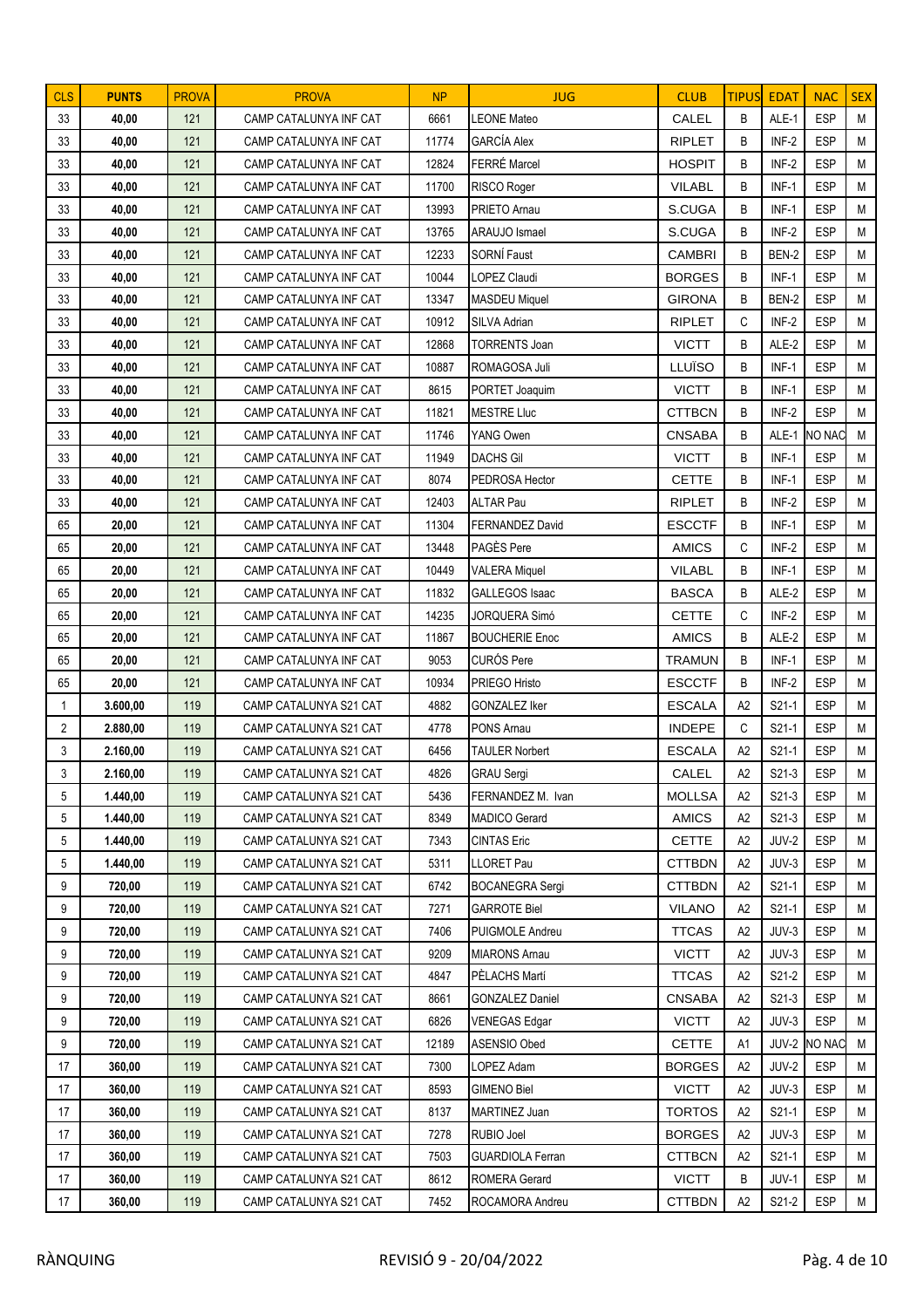| CLS | PUNTS | PROVA | PROVA | NP | JUG | CLUB | TIPUS | EDAT | NAC | SEX |
|---|---|---|---|---|---|---|---|---|---|---|
| 33 | 40,00 | 121 | CAMP CATALUNYA INF CAT | 6661 | LEONE Mateo | CALEL | B | ALE-1 | ESP | M |
| 33 | 40,00 | 121 | CAMP CATALUNYA INF CAT | 11774 | GARCÍA Alex | RIPLET | B | INF-2 | ESP | M |
| 33 | 40,00 | 121 | CAMP CATALUNYA INF CAT | 12824 | FERRÉ Marcel | HOSPIT | B | INF-2 | ESP | M |
| 33 | 40,00 | 121 | CAMP CATALUNYA INF CAT | 11700 | RISCO Roger | VILABL | B | INF-1 | ESP | M |
| 33 | 40,00 | 121 | CAMP CATALUNYA INF CAT | 13993 | PRIETO Arnau | S.CUGA | B | INF-1 | ESP | M |
| 33 | 40,00 | 121 | CAMP CATALUNYA INF CAT | 13765 | ARAUJO Ismael | S.CUGA | B | INF-2 | ESP | M |
| 33 | 40,00 | 121 | CAMP CATALUNYA INF CAT | 12233 | SORNÍ Faust | CAMBRI | B | BEN-2 | ESP | M |
| 33 | 40,00 | 121 | CAMP CATALUNYA INF CAT | 10044 | LOPEZ Claudi | BORGES | B | INF-1 | ESP | M |
| 33 | 40,00 | 121 | CAMP CATALUNYA INF CAT | 13347 | MASDEU Miquel | GIRONA | B | BEN-2 | ESP | M |
| 33 | 40,00 | 121 | CAMP CATALUNYA INF CAT | 10912 | SILVA Adrian | RIPLET | C | INF-2 | ESP | M |
| 33 | 40,00 | 121 | CAMP CATALUNYA INF CAT | 12868 | TORRENTS Joan | VICTT | B | ALE-2 | ESP | M |
| 33 | 40,00 | 121 | CAMP CATALUNYA INF CAT | 10887 | ROMAGOSA Juli | LLUÏSO | B | INF-1 | ESP | M |
| 33 | 40,00 | 121 | CAMP CATALUNYA INF CAT | 8615 | PORTET Joaquim | VICTT | B | INF-1 | ESP | M |
| 33 | 40,00 | 121 | CAMP CATALUNYA INF CAT | 11821 | MESTRE Lluc | CTTBCN | B | INF-2 | ESP | M |
| 33 | 40,00 | 121 | CAMP CATALUNYA INF CAT | 11746 | YANG Owen | CNSABA | B | ALE-1 | NO NAC | M |
| 33 | 40,00 | 121 | CAMP CATALUNYA INF CAT | 11949 | DACHS Gil | VICTT | B | INF-1 | ESP | M |
| 33 | 40,00 | 121 | CAMP CATALUNYA INF CAT | 8074 | PEDROSA Hector | CETTE | B | INF-1 | ESP | M |
| 33 | 40,00 | 121 | CAMP CATALUNYA INF CAT | 12403 | ALTAR Pau | RIPLET | B | INF-2 | ESP | M |
| 65 | 20,00 | 121 | CAMP CATALUNYA INF CAT | 11304 | FERNANDEZ David | ESCCTF | B | INF-1 | ESP | M |
| 65 | 20,00 | 121 | CAMP CATALUNYA INF CAT | 13448 | PAGÈS Pere | AMICS | C | INF-2 | ESP | M |
| 65 | 20,00 | 121 | CAMP CATALUNYA INF CAT | 10449 | VALERA Miquel | VILABL | B | INF-1 | ESP | M |
| 65 | 20,00 | 121 | CAMP CATALUNYA INF CAT | 11832 | GALLEGOS Isaac | BASCA | B | ALE-2 | ESP | M |
| 65 | 20,00 | 121 | CAMP CATALUNYA INF CAT | 14235 | JORQUERA Simó | CETTE | C | INF-2 | ESP | M |
| 65 | 20,00 | 121 | CAMP CATALUNYA INF CAT | 11867 | BOUCHERIE Enoc | AMICS | B | ALE-2 | ESP | M |
| 65 | 20,00 | 121 | CAMP CATALUNYA INF CAT | 9053 | CURÓS Pere | TRAMUN | B | INF-1 | ESP | M |
| 65 | 20,00 | 121 | CAMP CATALUNYA INF CAT | 10934 | PRIEGO Hristo | ESCCTF | B | INF-2 | ESP | M |
| 1 | 3.600,00 | 119 | CAMP CATALUNYA S21 CAT | 4882 | GONZALEZ Iker | ESCALA | A2 | S21-1 | ESP | M |
| 2 | 2.880,00 | 119 | CAMP CATALUNYA S21 CAT | 4778 | PONS Arnau | INDEPE | C | S21-1 | ESP | M |
| 3 | 2.160,00 | 119 | CAMP CATALUNYA S21 CAT | 6456 | TAULER Norbert | ESCALA | A2 | S21-1 | ESP | M |
| 3 | 2.160,00 | 119 | CAMP CATALUNYA S21 CAT | 4826 | GRAU Sergi | CALEL | A2 | S21-3 | ESP | M |
| 5 | 1.440,00 | 119 | CAMP CATALUNYA S21 CAT | 5436 | FERNANDEZ M. Ivan | MOLLSA | A2 | S21-3 | ESP | M |
| 5 | 1.440,00 | 119 | CAMP CATALUNYA S21 CAT | 8349 | MADICO Gerard | AMICS | A2 | S21-3 | ESP | M |
| 5 | 1.440,00 | 119 | CAMP CATALUNYA S21 CAT | 7343 | CINTAS Eric | CETTE | A2 | JUV-2 | ESP | M |
| 5 | 1.440,00 | 119 | CAMP CATALUNYA S21 CAT | 5311 | LLORET Pau | CTTBDN | A2 | JUV-3 | ESP | M |
| 9 | 720,00 | 119 | CAMP CATALUNYA S21 CAT | 6742 | BOCANEGRA Sergi | CTTBDN | A2 | S21-1 | ESP | M |
| 9 | 720,00 | 119 | CAMP CATALUNYA S21 CAT | 7271 | GARROTE Biel | VILANO | A2 | S21-1 | ESP | M |
| 9 | 720,00 | 119 | CAMP CATALUNYA S21 CAT | 7406 | PUIGMOLE Andreu | TTCAS | A2 | JUV-3 | ESP | M |
| 9 | 720,00 | 119 | CAMP CATALUNYA S21 CAT | 9209 | MIARONS Arnau | VICTT | A2 | JUV-3 | ESP | M |
| 9 | 720,00 | 119 | CAMP CATALUNYA S21 CAT | 4847 | PÈLACHS Martí | TTCAS | A2 | S21-2 | ESP | M |
| 9 | 720,00 | 119 | CAMP CATALUNYA S21 CAT | 8661 | GONZALEZ Daniel | CNSABA | A2 | S21-3 | ESP | M |
| 9 | 720,00 | 119 | CAMP CATALUNYA S21 CAT | 6826 | VENEGAS Edgar | VICTT | A2 | JUV-3 | ESP | M |
| 9 | 720,00 | 119 | CAMP CATALUNYA S21 CAT | 12189 | ASENSIO Obed | CETTE | A1 | JUV-2 | NO NAC | M |
| 17 | 360,00 | 119 | CAMP CATALUNYA S21 CAT | 7300 | LOPEZ Adam | BORGES | A2 | JUV-2 | ESP | M |
| 17 | 360,00 | 119 | CAMP CATALUNYA S21 CAT | 8593 | GIMENO Biel | VICTT | A2 | JUV-3 | ESP | M |
| 17 | 360,00 | 119 | CAMP CATALUNYA S21 CAT | 8137 | MARTINEZ Juan | TORTOS | A2 | S21-1 | ESP | M |
| 17 | 360,00 | 119 | CAMP CATALUNYA S21 CAT | 7278 | RUBIO Joel | BORGES | A2 | JUV-3 | ESP | M |
| 17 | 360,00 | 119 | CAMP CATALUNYA S21 CAT | 7503 | GUARDIOLA Ferran | CTTBCN | A2 | S21-1 | ESP | M |
| 17 | 360,00 | 119 | CAMP CATALUNYA S21 CAT | 8612 | ROMERA Gerard | VICTT | B | JUV-1 | ESP | M |
| 17 | 360,00 | 119 | CAMP CATALUNYA S21 CAT | 7452 | ROCAMORA Andreu | CTTBDN | A2 | S21-2 | ESP | M |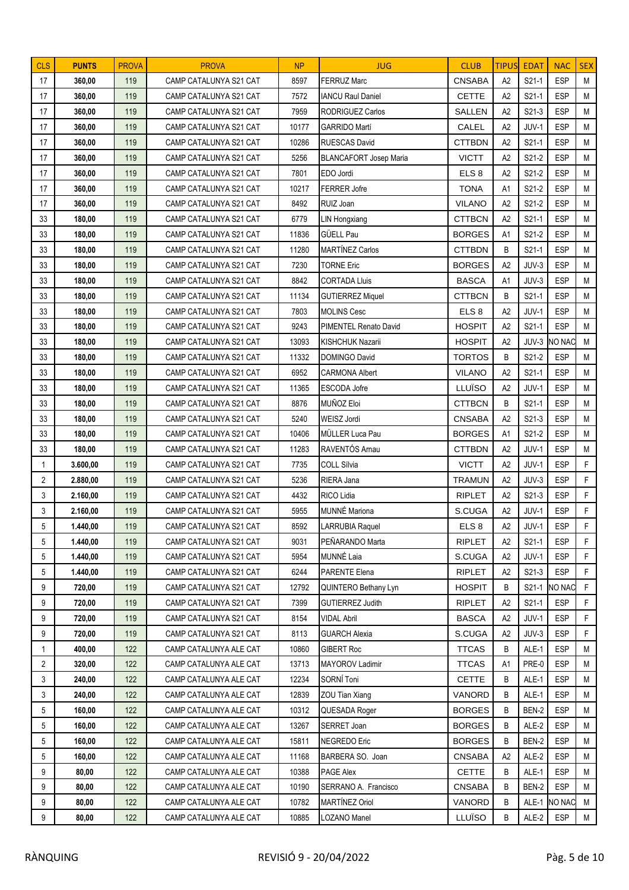| CLS | PUNTS | PROVA | PROVA | NP | JUG | CLUB | TIPUS | EDAT | NAC | SEX |
|---|---|---|---|---|---|---|---|---|---|---|
| 17 | 360,00 | 119 | CAMP CATALUNYA S21 CAT | 8597 | FERRUZ Marc | CNSABA | A2 | S21-1 | ESP | M |
| 17 | 360,00 | 119 | CAMP CATALUNYA S21 CAT | 7572 | IANCU Raul Daniel | CETTE | A2 | S21-1 | ESP | M |
| 17 | 360,00 | 119 | CAMP CATALUNYA S21 CAT | 7959 | RODRIGUEZ Carlos | SALLEN | A2 | S21-3 | ESP | M |
| 17 | 360,00 | 119 | CAMP CATALUNYA S21 CAT | 10177 | GARRIDO Martí | CALEL | A2 | JUV-1 | ESP | M |
| 17 | 360,00 | 119 | CAMP CATALUNYA S21 CAT | 10286 | RUESCAS David | CTTBDN | A2 | S21-1 | ESP | M |
| 17 | 360,00 | 119 | CAMP CATALUNYA S21 CAT | 5256 | BLANCAFORT Josep Maria | VICTT | A2 | S21-2 | ESP | M |
| 17 | 360,00 | 119 | CAMP CATALUNYA S21 CAT | 7801 | EDO Jordi | ELS 8 | A2 | S21-2 | ESP | M |
| 17 | 360,00 | 119 | CAMP CATALUNYA S21 CAT | 10217 | FERRER Jofre | TONA | A1 | S21-2 | ESP | M |
| 17 | 360,00 | 119 | CAMP CATALUNYA S21 CAT | 8492 | RUIZ Joan | VILANO | A2 | S21-2 | ESP | M |
| 33 | 180,00 | 119 | CAMP CATALUNYA S21 CAT | 6779 | LIN Hongxiang | CTTBCN | A2 | S21-1 | ESP | M |
| 33 | 180,00 | 119 | CAMP CATALUNYA S21 CAT | 11836 | GÜELL Pau | BORGES | A1 | S21-2 | ESP | M |
| 33 | 180,00 | 119 | CAMP CATALUNYA S21 CAT | 11280 | MARTÍNEZ Carlos | CTTBDN | B | S21-1 | ESP | M |
| 33 | 180,00 | 119 | CAMP CATALUNYA S21 CAT | 7230 | TORNE Eric | BORGES | A2 | JUV-3 | ESP | M |
| 33 | 180,00 | 119 | CAMP CATALUNYA S21 CAT | 8842 | CORTADA Lluis | BASCA | A1 | JUV-3 | ESP | M |
| 33 | 180,00 | 119 | CAMP CATALUNYA S21 CAT | 11134 | GUTIERREZ Miquel | CTTBCN | B | S21-1 | ESP | M |
| 33 | 180,00 | 119 | CAMP CATALUNYA S21 CAT | 7803 | MOLINS Cesc | ELS 8 | A2 | JUV-1 | ESP | M |
| 33 | 180,00 | 119 | CAMP CATALUNYA S21 CAT | 9243 | PIMENTEL Renato David | HOSPIT | A2 | S21-1 | ESP | M |
| 33 | 180,00 | 119 | CAMP CATALUNYA S21 CAT | 13093 | KISHCHUK Nazarii | HOSPIT | A2 | JUV-3 | NO NAC | M |
| 33 | 180,00 | 119 | CAMP CATALUNYA S21 CAT | 11332 | DOMINGO David | TORTOS | B | S21-2 | ESP | M |
| 33 | 180,00 | 119 | CAMP CATALUNYA S21 CAT | 6952 | CARMONA Albert | VILANO | A2 | S21-1 | ESP | M |
| 33 | 180,00 | 119 | CAMP CATALUNYA S21 CAT | 11365 | ESCODA Jofre | LLUÏSO | A2 | JUV-1 | ESP | M |
| 33 | 180,00 | 119 | CAMP CATALUNYA S21 CAT | 8876 | MUÑOZ Eloi | CTTBCN | B | S21-1 | ESP | M |
| 33 | 180,00 | 119 | CAMP CATALUNYA S21 CAT | 5240 | WEISZ Jordi | CNSABA | A2 | S21-3 | ESP | M |
| 33 | 180,00 | 119 | CAMP CATALUNYA S21 CAT | 10406 | MÜLLER Luca Pau | BORGES | A1 | S21-2 | ESP | M |
| 33 | 180,00 | 119 | CAMP CATALUNYA S21 CAT | 11283 | RAVENTÓS Arnau | CTTBDN | A2 | JUV-1 | ESP | M |
| 1 | 3.600,00 | 119 | CAMP CATALUNYA S21 CAT | 7735 | COLL Sílvia | VICTT | A2 | JUV-1 | ESP | F |
| 2 | 2.880,00 | 119 | CAMP CATALUNYA S21 CAT | 5236 | RIERA Jana | TRAMUN | A2 | JUV-3 | ESP | F |
| 3 | 2.160,00 | 119 | CAMP CATALUNYA S21 CAT | 4432 | RICO Lidia | RIPLET | A2 | S21-3 | ESP | F |
| 3 | 2.160,00 | 119 | CAMP CATALUNYA S21 CAT | 5955 | MUNNÉ Mariona | S.CUGA | A2 | JUV-1 | ESP | F |
| 5 | 1.440,00 | 119 | CAMP CATALUNYA S21 CAT | 8592 | LARRUBIA Raquel | ELS 8 | A2 | JUV-1 | ESP | F |
| 5 | 1.440,00 | 119 | CAMP CATALUNYA S21 CAT | 9031 | PEÑARANDO Marta | RIPLET | A2 | S21-1 | ESP | F |
| 5 | 1.440,00 | 119 | CAMP CATALUNYA S21 CAT | 5954 | MUNNÉ Laia | S.CUGA | A2 | JUV-1 | ESP | F |
| 5 | 1.440,00 | 119 | CAMP CATALUNYA S21 CAT | 6244 | PARENTE Elena | RIPLET | A2 | S21-3 | ESP | F |
| 9 | 720,00 | 119 | CAMP CATALUNYA S21 CAT | 12792 | QUINTERO Bethany Lyn | HOSPIT | B | S21-1 | NO NAC | F |
| 9 | 720,00 | 119 | CAMP CATALUNYA S21 CAT | 7399 | GUTIERREZ Judith | RIPLET | A2 | S21-1 | ESP | F |
| 9 | 720,00 | 119 | CAMP CATALUNYA S21 CAT | 8154 | VIDAL Abril | BASCA | A2 | JUV-1 | ESP | F |
| 9 | 720,00 | 119 | CAMP CATALUNYA S21 CAT | 8113 | GUARCH Alexia | S.CUGA | A2 | JUV-3 | ESP | F |
| 1 | 400,00 | 122 | CAMP CATALUNYA ALE CAT | 10860 | GIBERT Roc | TTCAS | B | ALE-1 | ESP | M |
| 2 | 320,00 | 122 | CAMP CATALUNYA ALE CAT | 13713 | MAYOROV Ladimir | TTCAS | A1 | PRE-0 | ESP | M |
| 3 | 240,00 | 122 | CAMP CATALUNYA ALE CAT | 12234 | SORNÍ Toni | CETTE | B | ALE-1 | ESP | M |
| 3 | 240,00 | 122 | CAMP CATALUNYA ALE CAT | 12839 | ZOU Tian Xiang | VANORD | B | ALE-1 | ESP | M |
| 5 | 160,00 | 122 | CAMP CATALUNYA ALE CAT | 10312 | QUESADA Roger | BORGES | B | BEN-2 | ESP | M |
| 5 | 160,00 | 122 | CAMP CATALUNYA ALE CAT | 13267 | SERRET Joan | BORGES | B | ALE-2 | ESP | M |
| 5 | 160,00 | 122 | CAMP CATALUNYA ALE CAT | 15811 | NEGREDO Eric | BORGES | B | BEN-2 | ESP | M |
| 5 | 160,00 | 122 | CAMP CATALUNYA ALE CAT | 11168 | BARBERA SO. Joan | CNSABA | A2 | ALE-2 | ESP | M |
| 9 | 80,00 | 122 | CAMP CATALUNYA ALE CAT | 10388 | PAGE Alex | CETTE | B | ALE-1 | ESP | M |
| 9 | 80,00 | 122 | CAMP CATALUNYA ALE CAT | 10190 | SERRANO A. Francisco | CNSABA | B | BEN-2 | ESP | M |
| 9 | 80,00 | 122 | CAMP CATALUNYA ALE CAT | 10782 | MARTÍNEZ Oriol | VANORD | B | ALE-1 | NO NAC | M |
| 9 | 80,00 | 122 | CAMP CATALUNYA ALE CAT | 10885 | LOZANO Manel | LLUÏSO | B | ALE-2 | ESP | M |

RÀNQUING REVISIÓ 9 - 20/04/2022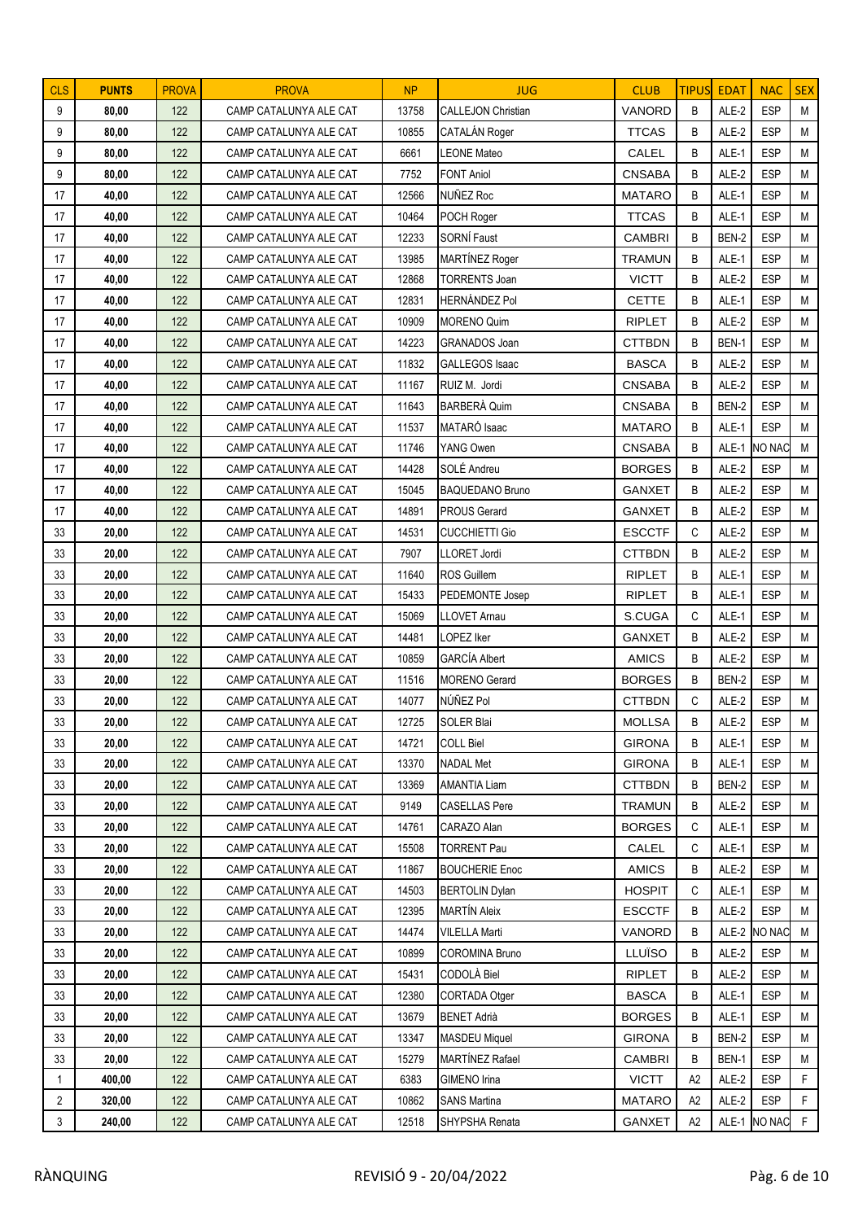| CLS | PUNTS | PROVA | PROVA | NP | JUG | CLUB | TIPUS | EDAT | NAC | SEX |
|---|---|---|---|---|---|---|---|---|---|---|
| 9 | 80,00 | 122 | CAMP CATALUNYA ALE CAT | 13758 | CALLEJON Christian | VANORD | B | ALE-2 | ESP | M |
| 9 | 80,00 | 122 | CAMP CATALUNYA ALE CAT | 10855 | CATALÁN Roger | TTCAS | B | ALE-2 | ESP | M |
| 9 | 80,00 | 122 | CAMP CATALUNYA ALE CAT | 6661 | LEONE Mateo | CALEL | B | ALE-1 | ESP | M |
| 9 | 80,00 | 122 | CAMP CATALUNYA ALE CAT | 7752 | FONT Aniol | CNSABA | B | ALE-2 | ESP | M |
| 17 | 40,00 | 122 | CAMP CATALUNYA ALE CAT | 12566 | NUÑEZ Roc | MATARO | B | ALE-1 | ESP | M |
| 17 | 40,00 | 122 | CAMP CATALUNYA ALE CAT | 10464 | POCH Roger | TTCAS | B | ALE-1 | ESP | M |
| 17 | 40,00 | 122 | CAMP CATALUNYA ALE CAT | 12233 | SORNÍ Faust | CAMBRI | B | BEN-2 | ESP | M |
| 17 | 40,00 | 122 | CAMP CATALUNYA ALE CAT | 13985 | MARTÍNEZ Roger | TRAMUN | B | ALE-1 | ESP | M |
| 17 | 40,00 | 122 | CAMP CATALUNYA ALE CAT | 12868 | TORRENTS Joan | VICTT | B | ALE-2 | ESP | M |
| 17 | 40,00 | 122 | CAMP CATALUNYA ALE CAT | 12831 | HERNÁNDEZ Pol | CETTE | B | ALE-1 | ESP | M |
| 17 | 40,00 | 122 | CAMP CATALUNYA ALE CAT | 10909 | MORENO Quim | RIPLET | B | ALE-2 | ESP | M |
| 17 | 40,00 | 122 | CAMP CATALUNYA ALE CAT | 14223 | GRANADOS Joan | CTTBDN | B | BEN-1 | ESP | M |
| 17 | 40,00 | 122 | CAMP CATALUNYA ALE CAT | 11832 | GALLEGOS Isaac | BASCA | B | ALE-2 | ESP | M |
| 17 | 40,00 | 122 | CAMP CATALUNYA ALE CAT | 11167 | RUIZ M. Jordi | CNSABA | B | ALE-2 | ESP | M |
| 17 | 40,00 | 122 | CAMP CATALUNYA ALE CAT | 11643 | BARBERÀ Quim | CNSABA | B | BEN-2 | ESP | M |
| 17 | 40,00 | 122 | CAMP CATALUNYA ALE CAT | 11537 | MATARÓ Isaac | MATARO | B | ALE-1 | ESP | M |
| 17 | 40,00 | 122 | CAMP CATALUNYA ALE CAT | 11746 | YANG Owen | CNSABA | B | ALE-1 | NO NAC | M |
| 17 | 40,00 | 122 | CAMP CATALUNYA ALE CAT | 14428 | SOLÉ Andreu | BORGES | B | ALE-2 | ESP | M |
| 17 | 40,00 | 122 | CAMP CATALUNYA ALE CAT | 15045 | BAQUEDANO Bruno | GANXET | B | ALE-2 | ESP | M |
| 17 | 40,00 | 122 | CAMP CATALUNYA ALE CAT | 14891 | PROUS Gerard | GANXET | B | ALE-2 | ESP | M |
| 33 | 20,00 | 122 | CAMP CATALUNYA ALE CAT | 14531 | CUCCHIETTI Gio | ESCCTF | C | ALE-2 | ESP | M |
| 33 | 20,00 | 122 | CAMP CATALUNYA ALE CAT | 7907 | LLORET Jordi | CTTBDN | B | ALE-2 | ESP | M |
| 33 | 20,00 | 122 | CAMP CATALUNYA ALE CAT | 11640 | ROS Guillem | RIPLET | B | ALE-1 | ESP | M |
| 33 | 20,00 | 122 | CAMP CATALUNYA ALE CAT | 15433 | PEDEMONTE Josep | RIPLET | B | ALE-1 | ESP | M |
| 33 | 20,00 | 122 | CAMP CATALUNYA ALE CAT | 15069 | LLOVET Arnau | S.CUGA | C | ALE-1 | ESP | M |
| 33 | 20,00 | 122 | CAMP CATALUNYA ALE CAT | 14481 | LOPEZ Iker | GANXET | B | ALE-2 | ESP | M |
| 33 | 20,00 | 122 | CAMP CATALUNYA ALE CAT | 10859 | GARCÍA Albert | AMICS | B | ALE-2 | ESP | M |
| 33 | 20,00 | 122 | CAMP CATALUNYA ALE CAT | 11516 | MORENO Gerard | BORGES | B | BEN-2 | ESP | M |
| 33 | 20,00 | 122 | CAMP CATALUNYA ALE CAT | 14077 | NÚÑEZ Pol | CTTBDN | C | ALE-2 | ESP | M |
| 33 | 20,00 | 122 | CAMP CATALUNYA ALE CAT | 12725 | SOLER Blai | MOLLSA | B | ALE-2 | ESP | M |
| 33 | 20,00 | 122 | CAMP CATALUNYA ALE CAT | 14721 | COLL Biel | GIRONA | B | ALE-1 | ESP | M |
| 33 | 20,00 | 122 | CAMP CATALUNYA ALE CAT | 13370 | NADAL Met | GIRONA | B | ALE-1 | ESP | M |
| 33 | 20,00 | 122 | CAMP CATALUNYA ALE CAT | 13369 | AMANTIA Liam | CTTBDN | B | BEN-2 | ESP | M |
| 33 | 20,00 | 122 | CAMP CATALUNYA ALE CAT | 9149 | CASELLAS Pere | TRAMUN | B | ALE-2 | ESP | M |
| 33 | 20,00 | 122 | CAMP CATALUNYA ALE CAT | 14761 | CARAZO Alan | BORGES | C | ALE-1 | ESP | M |
| 33 | 20,00 | 122 | CAMP CATALUNYA ALE CAT | 15508 | TORRENT Pau | CALEL | C | ALE-1 | ESP | M |
| 33 | 20,00 | 122 | CAMP CATALUNYA ALE CAT | 11867 | BOUCHERIE Enoc | AMICS | B | ALE-2 | ESP | M |
| 33 | 20,00 | 122 | CAMP CATALUNYA ALE CAT | 14503 | BERTOLIN Dylan | HOSPIT | C | ALE-1 | ESP | M |
| 33 | 20,00 | 122 | CAMP CATALUNYA ALE CAT | 12395 | MARTÍN Aleix | ESCCTF | B | ALE-2 | ESP | M |
| 33 | 20,00 | 122 | CAMP CATALUNYA ALE CAT | 14474 | VILELLA Marti | VANORD | B | ALE-2 | NO NAC | M |
| 33 | 20,00 | 122 | CAMP CATALUNYA ALE CAT | 10899 | COROMINA Bruno | LLUÏSO | B | ALE-2 | ESP | M |
| 33 | 20,00 | 122 | CAMP CATALUNYA ALE CAT | 15431 | CODOLÀ Biel | RIPLET | B | ALE-2 | ESP | M |
| 33 | 20,00 | 122 | CAMP CATALUNYA ALE CAT | 12380 | CORTADA Otger | BASCA | B | ALE-1 | ESP | M |
| 33 | 20,00 | 122 | CAMP CATALUNYA ALE CAT | 13679 | BENET Adrià | BORGES | B | ALE-1 | ESP | M |
| 33 | 20,00 | 122 | CAMP CATALUNYA ALE CAT | 13347 | MASDEU Miquel | GIRONA | B | BEN-2 | ESP | M |
| 33 | 20,00 | 122 | CAMP CATALUNYA ALE CAT | 15279 | MARTÍNEZ Rafael | CAMBRI | B | BEN-1 | ESP | M |
| 1 | 400,00 | 122 | CAMP CATALUNYA ALE CAT | 6383 | GIMENO Irina | VICTT | A2 | ALE-2 | ESP | F |
| 2 | 320,00 | 122 | CAMP CATALUNYA ALE CAT | 10862 | SANS Martina | MATARO | A2 | ALE-2 | ESP | F |
| 3 | 240,00 | 122 | CAMP CATALUNYA ALE CAT | 12518 | SHYPSHA Renata | GANXET | A2 | ALE-1 | NO NAC | F |

RÀNQUING — REVISIÓ 9 - 20/04/2022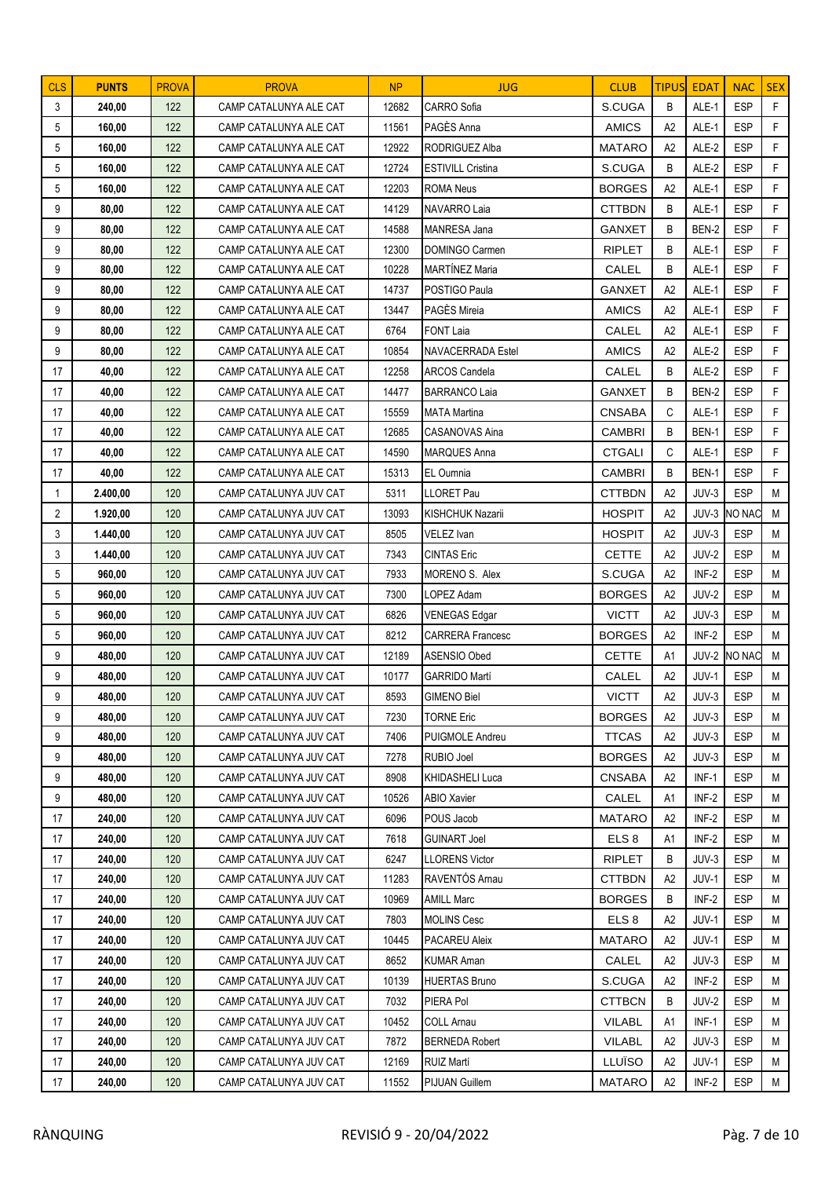| CLS | PUNTS | PROVA | PROVA | NP | JUG | CLUB | TIPUS | EDAT | NAC | SEX |
|---|---|---|---|---|---|---|---|---|---|---|
| 3 | 240,00 | 122 | CAMP CATALUNYA ALE CAT | 12682 | CARRO Sofia | S.CUGA | B | ALE-1 | ESP | F |
| 5 | 160,00 | 122 | CAMP CATALUNYA ALE CAT | 11561 | PAGÈS Anna | AMICS | A2 | ALE-1 | ESP | F |
| 5 | 160,00 | 122 | CAMP CATALUNYA ALE CAT | 12922 | RODRIGUEZ Alba | MATARO | A2 | ALE-2 | ESP | F |
| 5 | 160,00 | 122 | CAMP CATALUNYA ALE CAT | 12724 | ESTIVILL Cristina | S.CUGA | B | ALE-2 | ESP | F |
| 5 | 160,00 | 122 | CAMP CATALUNYA ALE CAT | 12203 | ROMA Neus | BORGES | A2 | ALE-1 | ESP | F |
| 9 | 80,00 | 122 | CAMP CATALUNYA ALE CAT | 14129 | NAVARRO Laia | CTTBDN | B | ALE-1 | ESP | F |
| 9 | 80,00 | 122 | CAMP CATALUNYA ALE CAT | 14588 | MANRESA Jana | GANXET | B | BEN-2 | ESP | F |
| 9 | 80,00 | 122 | CAMP CATALUNYA ALE CAT | 12300 | DOMINGO Carmen | RIPLET | B | ALE-1 | ESP | F |
| 9 | 80,00 | 122 | CAMP CATALUNYA ALE CAT | 10228 | MARTÍNEZ Maria | CALEL | B | ALE-1 | ESP | F |
| 9 | 80,00 | 122 | CAMP CATALUNYA ALE CAT | 14737 | POSTIGO Paula | GANXET | A2 | ALE-1 | ESP | F |
| 9 | 80,00 | 122 | CAMP CATALUNYA ALE CAT | 13447 | PAGÈS Mireia | AMICS | A2 | ALE-1 | ESP | F |
| 9 | 80,00 | 122 | CAMP CATALUNYA ALE CAT | 6764 | FONT Laia | CALEL | A2 | ALE-1 | ESP | F |
| 9 | 80,00 | 122 | CAMP CATALUNYA ALE CAT | 10854 | NAVACERRADA Estel | AMICS | A2 | ALE-2 | ESP | F |
| 17 | 40,00 | 122 | CAMP CATALUNYA ALE CAT | 12258 | ARCOS Candela | CALEL | B | ALE-2 | ESP | F |
| 17 | 40,00 | 122 | CAMP CATALUNYA ALE CAT | 14477 | BARRANCO Laia | GANXET | B | BEN-2 | ESP | F |
| 17 | 40,00 | 122 | CAMP CATALUNYA ALE CAT | 15559 | MATA Martina | CNSABA | C | ALE-1 | ESP | F |
| 17 | 40,00 | 122 | CAMP CATALUNYA ALE CAT | 12685 | CASANOVAS Aina | CAMBRI | B | BEN-1 | ESP | F |
| 17 | 40,00 | 122 | CAMP CATALUNYA ALE CAT | 14590 | MARQUES Anna | CTGALI | C | ALE-1 | ESP | F |
| 17 | 40,00 | 122 | CAMP CATALUNYA ALE CAT | 15313 | EL Oumnia | CAMBRI | B | BEN-1 | ESP | F |
| 1 | 2.400,00 | 120 | CAMP CATALUNYA JUV CAT | 5311 | LLORET Pau | CTTBDN | A2 | JUV-3 | ESP | M |
| 2 | 1.920,00 | 120 | CAMP CATALUNYA JUV CAT | 13093 | KISHCHUK Nazarii | HOSPIT | A2 | JUV-3 | NO NAC | M |
| 3 | 1.440,00 | 120 | CAMP CATALUNYA JUV CAT | 8505 | VELEZ Ivan | HOSPIT | A2 | JUV-3 | ESP | M |
| 3 | 1.440,00 | 120 | CAMP CATALUNYA JUV CAT | 7343 | CINTAS Eric | CETTE | A2 | JUV-2 | ESP | M |
| 5 | 960,00 | 120 | CAMP CATALUNYA JUV CAT | 7933 | MORENO S. Alex | S.CUGA | A2 | INF-2 | ESP | M |
| 5 | 960,00 | 120 | CAMP CATALUNYA JUV CAT | 7300 | LOPEZ Adam | BORGES | A2 | JUV-2 | ESP | M |
| 5 | 960,00 | 120 | CAMP CATALUNYA JUV CAT | 6826 | VENEGAS Edgar | VICTT | A2 | JUV-3 | ESP | M |
| 5 | 960,00 | 120 | CAMP CATALUNYA JUV CAT | 8212 | CARRERA Francesc | BORGES | A2 | INF-2 | ESP | M |
| 9 | 480,00 | 120 | CAMP CATALUNYA JUV CAT | 12189 | ASENSIO Obed | CETTE | A1 | JUV-2 | NO NAC | M |
| 9 | 480,00 | 120 | CAMP CATALUNYA JUV CAT | 10177 | GARRIDO Martí | CALEL | A2 | JUV-1 | ESP | M |
| 9 | 480,00 | 120 | CAMP CATALUNYA JUV CAT | 8593 | GIMENO Biel | VICTT | A2 | JUV-3 | ESP | M |
| 9 | 480,00 | 120 | CAMP CATALUNYA JUV CAT | 7230 | TORNE Eric | BORGES | A2 | JUV-3 | ESP | M |
| 9 | 480,00 | 120 | CAMP CATALUNYA JUV CAT | 7406 | PUIGMOLE Andreu | TTCAS | A2 | JUV-3 | ESP | M |
| 9 | 480,00 | 120 | CAMP CATALUNYA JUV CAT | 7278 | RUBIO Joel | BORGES | A2 | JUV-3 | ESP | M |
| 9 | 480,00 | 120 | CAMP CATALUNYA JUV CAT | 8908 | KHIDASHELI Luca | CNSABA | A2 | INF-1 | ESP | M |
| 9 | 480,00 | 120 | CAMP CATALUNYA JUV CAT | 10526 | ABIO Xavier | CALEL | A1 | INF-2 | ESP | M |
| 17 | 240,00 | 120 | CAMP CATALUNYA JUV CAT | 6096 | POUS Jacob | MATARO | A2 | INF-2 | ESP | M |
| 17 | 240,00 | 120 | CAMP CATALUNYA JUV CAT | 7618 | GUINART Joel | ELS 8 | A1 | INF-2 | ESP | M |
| 17 | 240,00 | 120 | CAMP CATALUNYA JUV CAT | 6247 | LLORENS Victor | RIPLET | B | JUV-3 | ESP | M |
| 17 | 240,00 | 120 | CAMP CATALUNYA JUV CAT | 11283 | RAVENTÓS Arnau | CTTBDN | A2 | JUV-1 | ESP | M |
| 17 | 240,00 | 120 | CAMP CATALUNYA JUV CAT | 10969 | AMILL Marc | BORGES | B | INF-2 | ESP | M |
| 17 | 240,00 | 120 | CAMP CATALUNYA JUV CAT | 7803 | MOLINS Cesc | ELS 8 | A2 | JUV-1 | ESP | M |
| 17 | 240,00 | 120 | CAMP CATALUNYA JUV CAT | 10445 | PACAREU Aleix | MATARO | A2 | JUV-1 | ESP | M |
| 17 | 240,00 | 120 | CAMP CATALUNYA JUV CAT | 8652 | KUMAR Aman | CALEL | A2 | JUV-3 | ESP | M |
| 17 | 240,00 | 120 | CAMP CATALUNYA JUV CAT | 10139 | HUERTAS Bruno | S.CUGA | A2 | INF-2 | ESP | M |
| 17 | 240,00 | 120 | CAMP CATALUNYA JUV CAT | 7032 | PIERA Pol | CTTBCN | B | JUV-2 | ESP | M |
| 17 | 240,00 | 120 | CAMP CATALUNYA JUV CAT | 10452 | COLL Arnau | VILABL | A1 | INF-1 | ESP | M |
| 17 | 240,00 | 120 | CAMP CATALUNYA JUV CAT | 7872 | BERNEDA Robert | VILABL | A2 | JUV-3 | ESP | M |
| 17 | 240,00 | 120 | CAMP CATALUNYA JUV CAT | 12169 | RUIZ Martí | LLUÏSO | A2 | JUV-1 | ESP | M |
| 17 | 240,00 | 120 | CAMP CATALUNYA JUV CAT | 11552 | PIJUAN Guillem | MATARO | A2 | INF-2 | ESP | M |

RÀNQUING REVISIÓ 9 - 20/04/2022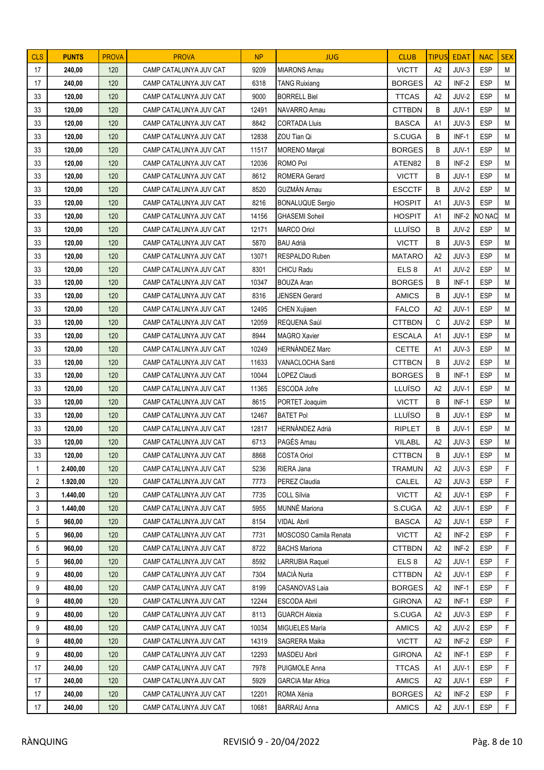| CLS | PUNTS | PROVA | PROVA | NP | JUG | CLUB | TIPUS | EDAT | NAC | SEX |
|---|---|---|---|---|---|---|---|---|---|---|
| 17 | 240,00 | 120 | CAMP CATALUNYA JUV CAT | 9209 | MIARONS Arnau | VICTT | A2 | JUV-3 | ESP | M |
| 17 | 240,00 | 120 | CAMP CATALUNYA JUV CAT | 6318 | TANG Ruixiang | BORGES | A2 | INF-2 | ESP | M |
| 33 | 120,00 | 120 | CAMP CATALUNYA JUV CAT | 9000 | BORRELL Biel | TTCAS | A2 | JUV-2 | ESP | M |
| 33 | 120,00 | 120 | CAMP CATALUNYA JUV CAT | 12491 | NAVARRO Arnau | CTTBDN | B | JUV-1 | ESP | M |
| 33 | 120,00 | 120 | CAMP CATALUNYA JUV CAT | 8842 | CORTADA Lluis | BASCA | A1 | JUV-3 | ESP | M |
| 33 | 120,00 | 120 | CAMP CATALUNYA JUV CAT | 12838 | ZOU Tian Qi | S.CUGA | B | INF-1 | ESP | M |
| 33 | 120,00 | 120 | CAMP CATALUNYA JUV CAT | 11517 | MORENO Marçal | BORGES | B | JUV-1 | ESP | M |
| 33 | 120,00 | 120 | CAMP CATALUNYA JUV CAT | 12036 | ROMO Pol | ATEN82 | B | INF-2 | ESP | M |
| 33 | 120,00 | 120 | CAMP CATALUNYA JUV CAT | 8612 | ROMERA Gerard | VICTT | B | JUV-1 | ESP | M |
| 33 | 120,00 | 120 | CAMP CATALUNYA JUV CAT | 8520 | GUZMÁN Arnau | ESCCTF | B | JUV-2 | ESP | M |
| 33 | 120,00 | 120 | CAMP CATALUNYA JUV CAT | 8216 | BONALUQUE Sergio | HOSPIT | A1 | JUV-3 | ESP | M |
| 33 | 120,00 | 120 | CAMP CATALUNYA JUV CAT | 14156 | GHASEMI Soheil | HOSPIT | A1 | INF-2 | NO NAC | M |
| 33 | 120,00 | 120 | CAMP CATALUNYA JUV CAT | 12171 | MARCO Oriol | LLUÏSO | B | JUV-2 | ESP | M |
| 33 | 120,00 | 120 | CAMP CATALUNYA JUV CAT | 5870 | BAU Adrià | VICTT | B | JUV-3 | ESP | M |
| 33 | 120,00 | 120 | CAMP CATALUNYA JUV CAT | 13071 | RESPALDO Ruben | MATARO | A2 | JUV-3 | ESP | M |
| 33 | 120,00 | 120 | CAMP CATALUNYA JUV CAT | 8301 | CHICU Radu | ELS 8 | A1 | JUV-2 | ESP | M |
| 33 | 120,00 | 120 | CAMP CATALUNYA JUV CAT | 10347 | BOUZA Aran | BORGES | B | INF-1 | ESP | M |
| 33 | 120,00 | 120 | CAMP CATALUNYA JUV CAT | 8316 | JENSEN Gerard | AMICS | B | JUV-1 | ESP | M |
| 33 | 120,00 | 120 | CAMP CATALUNYA JUV CAT | 12495 | CHEN Xujiaen | FALCO | A2 | JUV-1 | ESP | M |
| 33 | 120,00 | 120 | CAMP CATALUNYA JUV CAT | 12059 | REQUENA Saúl | CTTBDN | C | JUV-2 | ESP | M |
| 33 | 120,00 | 120 | CAMP CATALUNYA JUV CAT | 8944 | MAGRO Xavier | ESCALA | A1 | JUV-1 | ESP | M |
| 33 | 120,00 | 120 | CAMP CATALUNYA JUV CAT | 10249 | HERNÁNDEZ Marc | CETTE | A1 | JUV-3 | ESP | M |
| 33 | 120,00 | 120 | CAMP CATALUNYA JUV CAT | 11633 | VANACLOCHA Santi | CTTBCN | B | JUV-2 | ESP | M |
| 33 | 120,00 | 120 | CAMP CATALUNYA JUV CAT | 10044 | LOPEZ Claudi | BORGES | B | INF-1 | ESP | M |
| 33 | 120,00 | 120 | CAMP CATALUNYA JUV CAT | 11365 | ESCODA Jofre | LLUÏSO | A2 | JUV-1 | ESP | M |
| 33 | 120,00 | 120 | CAMP CATALUNYA JUV CAT | 8615 | PORTET Joaquim | VICTT | B | INF-1 | ESP | M |
| 33 | 120,00 | 120 | CAMP CATALUNYA JUV CAT | 12467 | BATET Pol | LLUÏSO | B | JUV-1 | ESP | M |
| 33 | 120,00 | 120 | CAMP CATALUNYA JUV CAT | 12817 | HERNÁNDEZ Adrià | RIPLET | B | JUV-1 | ESP | M |
| 33 | 120,00 | 120 | CAMP CATALUNYA JUV CAT | 6713 | PAGÉS Arnau | VILABL | A2 | JUV-3 | ESP | M |
| 33 | 120,00 | 120 | CAMP CATALUNYA JUV CAT | 8868 | COSTA Oriol | CTTBCN | B | JUV-1 | ESP | M |
| 1 | 2.400,00 | 120 | CAMP CATALUNYA JUV CAT | 5236 | RIERA Jana | TRAMUN | A2 | JUV-3 | ESP | F |
| 2 | 1.920,00 | 120 | CAMP CATALUNYA JUV CAT | 7773 | PEREZ Claudia | CALEL | A2 | JUV-3 | ESP | F |
| 3 | 1.440,00 | 120 | CAMP CATALUNYA JUV CAT | 7735 | COLL Sílvia | VICTT | A2 | JUV-1 | ESP | F |
| 3 | 1.440,00 | 120 | CAMP CATALUNYA JUV CAT | 5955 | MUNNÉ Mariona | S.CUGA | A2 | JUV-1 | ESP | F |
| 5 | 960,00 | 120 | CAMP CATALUNYA JUV CAT | 8154 | VIDAL Abril | BASCA | A2 | JUV-1 | ESP | F |
| 5 | 960,00 | 120 | CAMP CATALUNYA JUV CAT | 7731 | MOSCOSO Camila Renata | VICTT | A2 | INF-2 | ESP | F |
| 5 | 960,00 | 120 | CAMP CATALUNYA JUV CAT | 8722 | BACHS Mariona | CTTBDN | A2 | INF-2 | ESP | F |
| 5 | 960,00 | 120 | CAMP CATALUNYA JUV CAT | 8592 | LARRUBIA Raquel | ELS 8 | A2 | JUV-1 | ESP | F |
| 9 | 480,00 | 120 | CAMP CATALUNYA JUV CAT | 7304 | MACIÀ Nuria | CTTBDN | A2 | JUV-1 | ESP | F |
| 9 | 480,00 | 120 | CAMP CATALUNYA JUV CAT | 8199 | CASANOVAS Laia | BORGES | A2 | INF-1 | ESP | F |
| 9 | 480,00 | 120 | CAMP CATALUNYA JUV CAT | 12244 | ESCODA Abril | GIRONA | A2 | INF-1 | ESP | F |
| 9 | 480,00 | 120 | CAMP CATALUNYA JUV CAT | 8113 | GUARCH Alexia | S.CUGA | A2 | JUV-3 | ESP | F |
| 9 | 480,00 | 120 | CAMP CATALUNYA JUV CAT | 10034 | MIGUELES María | AMICS | A2 | JUV-2 | ESP | F |
| 9 | 480,00 | 120 | CAMP CATALUNYA JUV CAT | 14319 | SAGRERA Maika | VICTT | A2 | INF-2 | ESP | F |
| 9 | 480,00 | 120 | CAMP CATALUNYA JUV CAT | 12293 | MASDEU Abril | GIRONA | A2 | INF-1 | ESP | F |
| 17 | 240,00 | 120 | CAMP CATALUNYA JUV CAT | 7978 | PUIGMOLE Anna | TTCAS | A1 | JUV-1 | ESP | F |
| 17 | 240,00 | 120 | CAMP CATALUNYA JUV CAT | 5929 | GARCIA Mar Africa | AMICS | A2 | JUV-1 | ESP | F |
| 17 | 240,00 | 120 | CAMP CATALUNYA JUV CAT | 12201 | ROMA Xènia | BORGES | A2 | INF-2 | ESP | F |
| 17 | 240,00 | 120 | CAMP CATALUNYA JUV CAT | 10681 | BARRAU Anna | AMICS | A2 | JUV-1 | ESP | F |

RÀNQUING

REVISIÓ 9 - 20/04/2022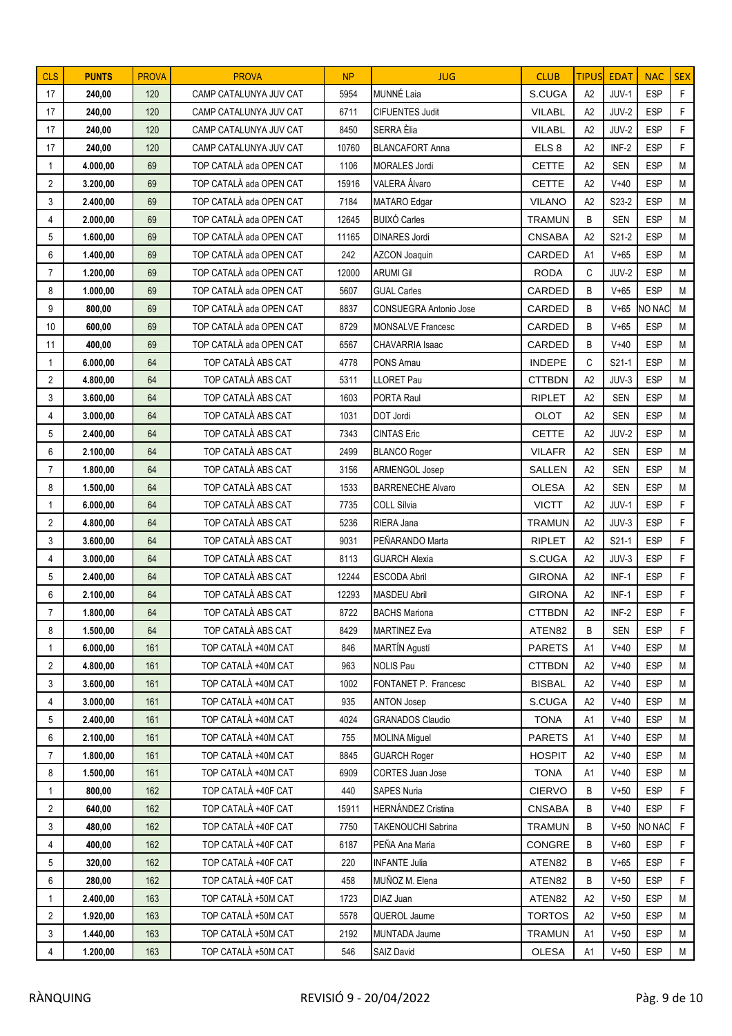| CLS | PUNTS | PROVA | PROVA | NP | JUG | CLUB | TIPUS | EDAT | NAC | SEX |
|---|---|---|---|---|---|---|---|---|---|---|
| 17 | 240,00 | 120 | CAMP CATALUNYA JUV CAT | 5954 | MUNNÉ Laia | S.CUGA | A2 | JUV-1 | ESP | F |
| 17 | 240,00 | 120 | CAMP CATALUNYA JUV CAT | 6711 | CIFUENTES Judit | VILABL | A2 | JUV-2 | ESP | F |
| 17 | 240,00 | 120 | CAMP CATALUNYA JUV CAT | 8450 | SERRA Èlia | VILABL | A2 | JUV-2 | ESP | F |
| 17 | 240,00 | 120 | CAMP CATALUNYA JUV CAT | 10760 | BLANCAFORT Anna | ELS 8 | A2 | INF-2 | ESP | F |
| 1 | 4.000,00 | 69 | TOP CATALÀ ada OPEN CAT | 1106 | MORALES Jordi | CETTE | A2 | SEN | ESP | M |
| 2 | 3.200,00 | 69 | TOP CATALÀ ada OPEN CAT | 15916 | VALERA Álvaro | CETTE | A2 | V+40 | ESP | M |
| 3 | 2.400,00 | 69 | TOP CATALÀ ada OPEN CAT | 7184 | MATARO Edgar | VILANO | A2 | S23-2 | ESP | M |
| 4 | 2.000,00 | 69 | TOP CATALÀ ada OPEN CAT | 12645 | BUIXÓ Carles | TRAMUN | B | SEN | ESP | M |
| 5 | 1.600,00 | 69 | TOP CATALÀ ada OPEN CAT | 11165 | DINARES Jordi | CNSABA | A2 | S21-2 | ESP | M |
| 6 | 1.400,00 | 69 | TOP CATALÀ ada OPEN CAT | 242 | AZCON Joaquin | CARDED | A1 | V+65 | ESP | M |
| 7 | 1.200,00 | 69 | TOP CATALÀ ada OPEN CAT | 12000 | ARUMI Gil | RODA | C | JUV-2 | ESP | M |
| 8 | 1.000,00 | 69 | TOP CATALÀ ada OPEN CAT | 5607 | GUAL Carles | CARDED | B | V+65 | ESP | M |
| 9 | 800,00 | 69 | TOP CATALÀ ada OPEN CAT | 8837 | CONSUEGRA Antonio Jose | CARDED | B | V+65 | NO NAC | M |
| 10 | 600,00 | 69 | TOP CATALÀ ada OPEN CAT | 8729 | MONSALVE Francesc | CARDED | B | V+65 | ESP | M |
| 11 | 400,00 | 69 | TOP CATALÀ ada OPEN CAT | 6567 | CHAVARRIA Isaac | CARDED | B | V+40 | ESP | M |
| 1 | 6.000,00 | 64 | TOP CATALÀ ABS CAT | 4778 | PONS Arnau | INDEPE | C | S21-1 | ESP | M |
| 2 | 4.800,00 | 64 | TOP CATALÀ ABS CAT | 5311 | LLORET Pau | CTTBDN | A2 | JUV-3 | ESP | M |
| 3 | 3.600,00 | 64 | TOP CATALÀ ABS CAT | 1603 | PORTA Raul | RIPLET | A2 | SEN | ESP | M |
| 4 | 3.000,00 | 64 | TOP CATALÀ ABS CAT | 1031 | DOT Jordi | OLOT | A2 | SEN | ESP | M |
| 5 | 2.400,00 | 64 | TOP CATALÀ ABS CAT | 7343 | CINTAS Eric | CETTE | A2 | JUV-2 | ESP | M |
| 6 | 2.100,00 | 64 | TOP CATALÀ ABS CAT | 2499 | BLANCO Roger | VILAFR | A2 | SEN | ESP | M |
| 7 | 1.800,00 | 64 | TOP CATALÀ ABS CAT | 3156 | ARMENGOL Josep | SALLEN | A2 | SEN | ESP | M |
| 8 | 1.500,00 | 64 | TOP CATALÀ ABS CAT | 1533 | BARRENECHE Alvaro | OLESA | A2 | SEN | ESP | M |
| 1 | 6.000,00 | 64 | TOP CATALÀ ABS CAT | 7735 | COLL Sílvia | VICTT | A2 | JUV-1 | ESP | F |
| 2 | 4.800,00 | 64 | TOP CATALÀ ABS CAT | 5236 | RIERA Jana | TRAMUN | A2 | JUV-3 | ESP | F |
| 3 | 3.600,00 | 64 | TOP CATALÀ ABS CAT | 9031 | PEÑARANDO Marta | RIPLET | A2 | S21-1 | ESP | F |
| 4 | 3.000,00 | 64 | TOP CATALÀ ABS CAT | 8113 | GUARCH Alexia | S.CUGA | A2 | JUV-3 | ESP | F |
| 5 | 2.400,00 | 64 | TOP CATALÀ ABS CAT | 12244 | ESCODA Abril | GIRONA | A2 | INF-1 | ESP | F |
| 6 | 2.100,00 | 64 | TOP CATALÀ ABS CAT | 12293 | MASDEU Abril | GIRONA | A2 | INF-1 | ESP | F |
| 7 | 1.800,00 | 64 | TOP CATALÀ ABS CAT | 8722 | BACHS Mariona | CTTBDN | A2 | INF-2 | ESP | F |
| 8 | 1.500,00 | 64 | TOP CATALÀ ABS CAT | 8429 | MARTINEZ Eva | ATEN82 | B | SEN | ESP | F |
| 1 | 6.000,00 | 161 | TOP CATALÀ +40M CAT | 846 | MARTÍN Agustí | PARETS | A1 | V+40 | ESP | M |
| 2 | 4.800,00 | 161 | TOP CATALÀ +40M CAT | 963 | NOLIS Pau | CTTBDN | A2 | V+40 | ESP | M |
| 3 | 3.600,00 | 161 | TOP CATALÀ +40M CAT | 1002 | FONTANET P. Francesc | BISBAL | A2 | V+40 | ESP | M |
| 4 | 3.000,00 | 161 | TOP CATALÀ +40M CAT | 935 | ANTON Josep | S.CUGA | A2 | V+40 | ESP | M |
| 5 | 2.400,00 | 161 | TOP CATALÀ +40M CAT | 4024 | GRANADOS Claudio | TONA | A1 | V+40 | ESP | M |
| 6 | 2.100,00 | 161 | TOP CATALÀ +40M CAT | 755 | MOLINA Miguel | PARETS | A1 | V+40 | ESP | M |
| 7 | 1.800,00 | 161 | TOP CATALÀ +40M CAT | 8845 | GUARCH Roger | HOSPIT | A2 | V+40 | ESP | M |
| 8 | 1.500,00 | 161 | TOP CATALÀ +40M CAT | 6909 | CORTES Juan Jose | TONA | A1 | V+40 | ESP | M |
| 1 | 800,00 | 162 | TOP CATALÀ +40F CAT | 440 | SAPES Nuria | CIERVO | B | V+50 | ESP | F |
| 2 | 640,00 | 162 | TOP CATALÀ +40F CAT | 15911 | HERNÁNDEZ Cristina | CNSABA | B | V+40 | ESP | F |
| 3 | 480,00 | 162 | TOP CATALÀ +40F CAT | 7750 | TAKENOUCHI Sabrina | TRAMUN | B | V+50 | NO NAC | F |
| 4 | 400,00 | 162 | TOP CATALÀ +40F CAT | 6187 | PEÑA Ana Maria | CONGRE | B | V+60 | ESP | F |
| 5 | 320,00 | 162 | TOP CATALÀ +40F CAT | 220 | INFANTE Julia | ATEN82 | B | V+65 | ESP | F |
| 6 | 280,00 | 162 | TOP CATALÀ +40F CAT | 458 | MUÑOZ M. Elena | ATEN82 | B | V+50 | ESP | F |
| 1 | 2.400,00 | 163 | TOP CATALÀ +50M CAT | 1723 | DIAZ Juan | ATEN82 | A2 | V+50 | ESP | M |
| 2 | 1.920,00 | 163 | TOP CATALÀ +50M CAT | 5578 | QUEROL Jaume | TORTOS | A2 | V+50 | ESP | M |
| 3 | 1.440,00 | 163 | TOP CATALÀ +50M CAT | 2192 | MUNTADA Jaume | TRAMUN | A1 | V+50 | ESP | M |
| 4 | 1.200,00 | 163 | TOP CATALÀ +50M CAT | 546 | SAIZ David | OLESA | A1 | V+50 | ESP | M |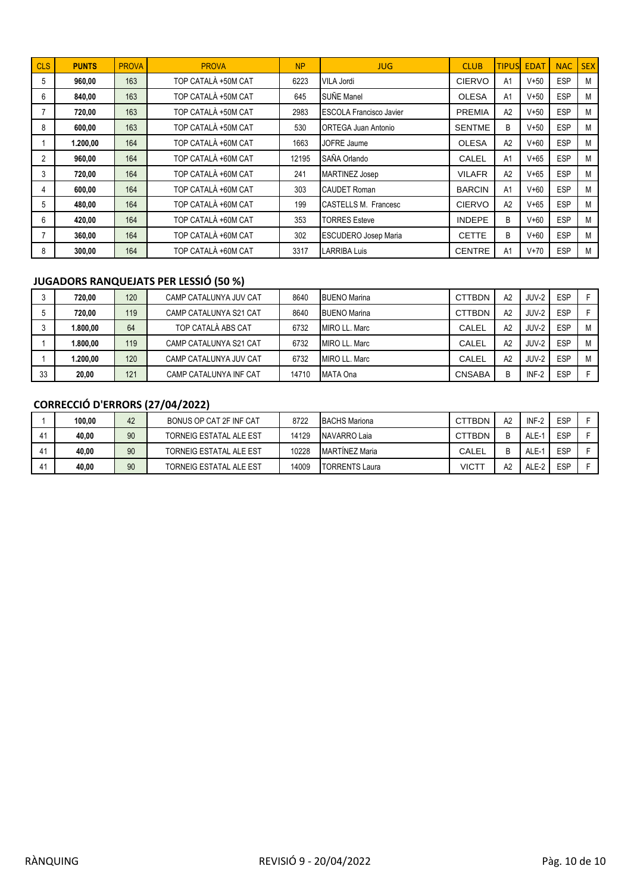| CLS | PUNTS | PROVA | PROVA | NP | JUG | CLUB | TIPUS | EDAT | NAC | SEX |
|---|---|---|---|---|---|---|---|---|---|---|
| 5 | **960,00** | 163 | TOP CATALÀ +50M CAT | 6223 | VILA Jordi | CIERVO | A1 | V+50 | ESP | M |
| 6 | **840,00** | 163 | TOP CATALÀ +50M CAT | 645 | SUÑE Manel | OLESA | A1 | V+50 | ESP | M |
| 7 | **720,00** | 163 | TOP CATALÀ +50M CAT | 2983 | ESCOLA Francisco Javier | PREMIA | A2 | V+50 | ESP | M |
| 8 | **600,00** | 163 | TOP CATALÀ +50M CAT | 530 | ORTEGA Juan Antonio | SENTME | B | V+50 | ESP | M |
| 1 | **1.200,00** | 164 | TOP CATALÀ +60M CAT | 1663 | JOFRE Jaume | OLESA | A2 | V+60 | ESP | M |
| 2 | **960,00** | 164 | TOP CATALÀ +60M CAT | 12195 | SAÑA Orlando | CALEL | A1 | V+65 | ESP | M |
| 3 | **720,00** | 164 | TOP CATALÀ +60M CAT | 241 | MARTINEZ Josep | VILAFR | A2 | V+65 | ESP | M |
| 4 | **600,00** | 164 | TOP CATALÀ +60M CAT | 303 | CAUDET Roman | BARCIN | A1 | V+60 | ESP | M |
| 5 | **480,00** | 164 | TOP CATALÀ +60M CAT | 199 | CASTELLS M. Francesc | CIERVO | A2 | V+65 | ESP | M |
| 6 | **420,00** | 164 | TOP CATALÀ +60M CAT | 353 | TORRES Esteve | INDEPE | B | V+60 | ESP | M |
| 7 | **360,00** | 164 | TOP CATALÀ +60M CAT | 302 | ESCUDERO Josep Maria | CETTE | B | V+60 | ESP | M |
| 8 | **300,00** | 164 | TOP CATALÀ +60M CAT | 3317 | LARRIBA Luis | CENTRE | A1 | V+70 | ESP | M |

## JUGADORS RANQUEJATS PER LESSIÓ (50 %)

| | | | | | | | | | | |
|---|---|---|---|---|---|---|---|---|---|---|
| 3 | **720,00** | 120 | CAMP CATALUNYA JUV CAT | 8640 | BUENO Marina | CTTBDN | A2 | JUV-2 | ESP | F |
| 5 | **720,00** | 119 | CAMP CATALUNYA S21 CAT | 8640 | BUENO Marina | CTTBDN | A2 | JUV-2 | ESP | F |
| 3 | **1.800,00** | 64 | TOP CATALÀ ABS CAT | 6732 | MIRO LL. Marc | CALEL | A2 | JUV-2 | ESP | M |
| 1 | **1.800,00** | 119 | CAMP CATALUNYA S21 CAT | 6732 | MIRO LL. Marc | CALEL | A2 | JUV-2 | ESP | M |
| 1 | **1.200,00** | 120 | CAMP CATALUNYA JUV CAT | 6732 | MIRO LL. Marc | CALEL | A2 | JUV-2 | ESP | M |
| 33 | **20,00** | 121 | CAMP CATALUNYA INF CAT | 14710 | MATA Ona | CNSABA | B | INF-2 | ESP | F |

## CORRECCIÓ D'ERRORS (27/04/2022)

| | | | | | | | | | | |
|---|---|---|---|---|---|---|---|---|---|---|
| 1 | **100,00** | 42 | BONUS OP CAT 2F INF CAT | 8722 | BACHS Mariona | CTTBDN | A2 | INF-2 | ESP | F |
| 41 | **40,00** | 90 | TORNEIG ESTATAL ALE EST | 14129 | NAVARRO Laia | CTTBDN | B | ALE-1 | ESP | F |
| 41 | **40,00** | 90 | TORNEIG ESTATAL ALE EST | 10228 | MARTÍNEZ Maria | CALEL | B | ALE-1 | ESP | F |
| 41 | **40,00** | 90 | TORNEIG ESTATAL ALE EST | 14009 | TORRENTS Laura | VICTT | A2 | ALE-2 | ESP | F |